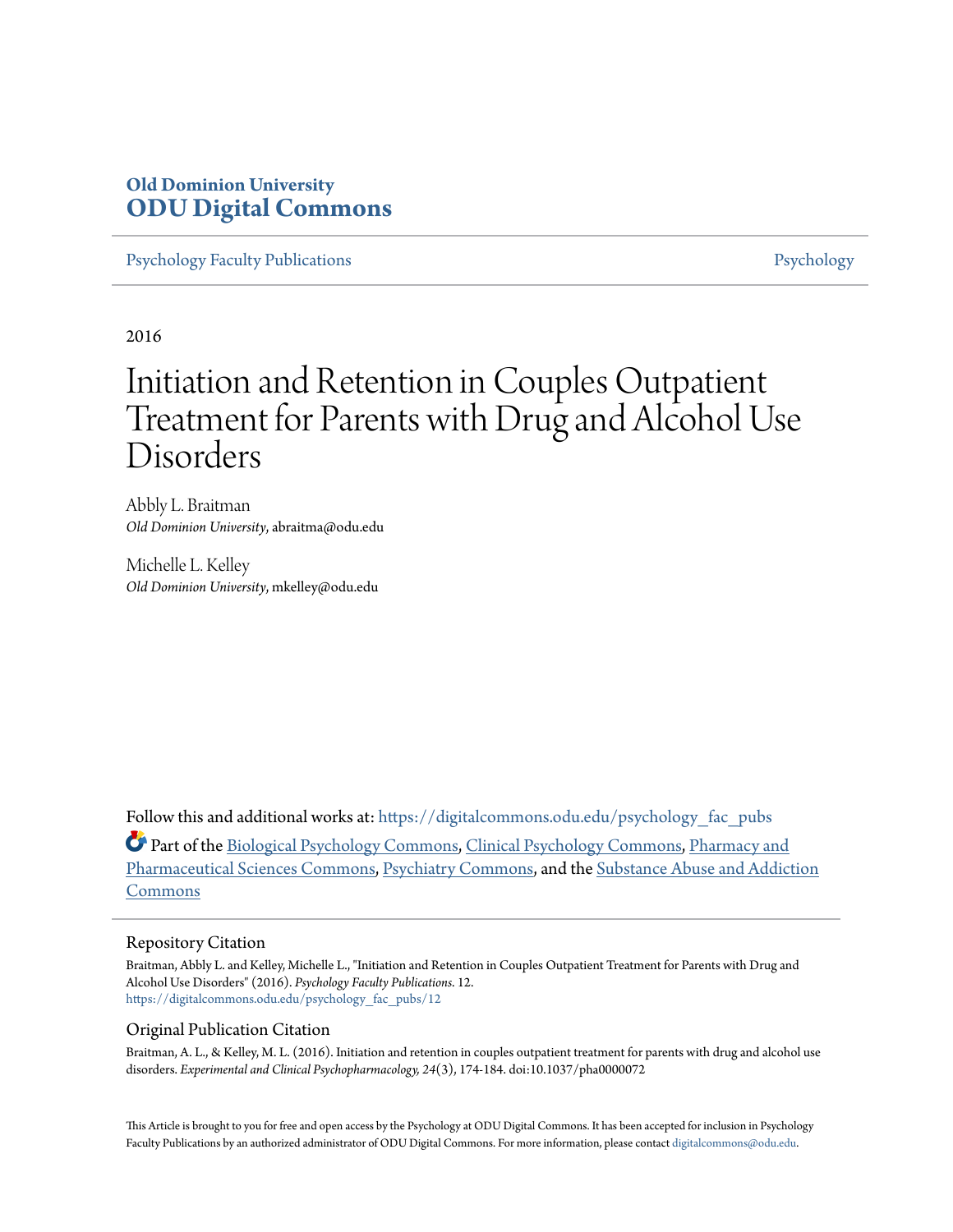Old Dominion University
**ODU Digital Commons**

Psychology Faculty Publications | Psychology

2016

# Initiation and Retention in Couples Outpatient Treatment for Parents with Drug and Alcohol Use Disorders

Abbly L. Braitman
*Old Dominion University*, abraitma@odu.edu

Michelle L. Kelley
*Old Dominion University*, mkelley@odu.edu

Follow this and additional works at: https://digitalcommons.odu.edu/psychology_fac_pubs

Part of the Biological Psychology Commons, Clinical Psychology Commons, Pharmacy and Pharmaceutical Sciences Commons, Psychiatry Commons, and the Substance Abuse and Addiction Commons

## Repository Citation

Braitman, Abbly L. and Kelley, Michelle L., "Initiation and Retention in Couples Outpatient Treatment for Parents with Drug and Alcohol Use Disorders" (2016). *Psychology Faculty Publications*. 12.
https://digitalcommons.odu.edu/psychology_fac_pubs/12

## Original Publication Citation

Braitman, A. L., & Kelley, M. L. (2016). Initiation and retention in couples outpatient treatment for parents with drug and alcohol use disorders. *Experimental and Clinical Psychopharmacology, 24*(3), 174-184. doi:10.1037/pha0000072

This Article is brought to you for free and open access by the Psychology at ODU Digital Commons. It has been accepted for inclusion in Psychology Faculty Publications by an authorized administrator of ODU Digital Commons. For more information, please contact digitalcommons@odu.edu.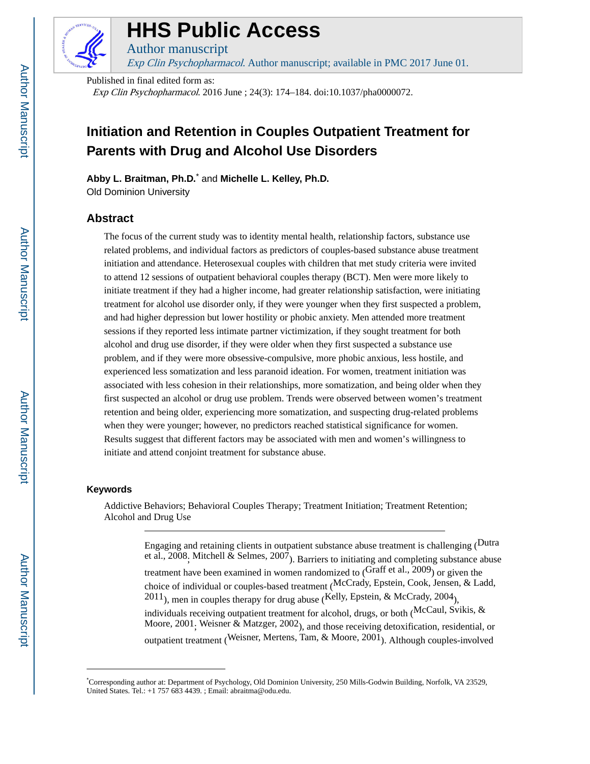# Initiation and Retention in Couples Outpatient Treatment for Parents with Drug and Alcohol Use Disorders

**Abby L. Braitman, Ph.D.**[*] and **Michelle L. Kelley, Ph.D.**

Old Dominion University

## Abstract

The focus of the current study was to identity mental health, relationship factors, substance use related problems, and individual factors as predictors of couples-based substance abuse treatment initiation and attendance. Heterosexual couples with children that met study criteria were invited to attend 12 sessions of outpatient behavioral couples therapy (BCT). Men were more likely to initiate treatment if they had a higher income, had greater relationship satisfaction, were initiating treatment for alcohol use disorder only, if they were younger when they first suspected a problem, and had higher depression but lower hostility or phobic anxiety. Men attended more treatment sessions if they reported less intimate partner victimization, if they sought treatment for both alcohol and drug use disorder, if they were older when they first suspected a substance use problem, and if they were more obsessive-compulsive, more phobic anxious, less hostile, and experienced less somatization and less paranoid ideation. For women, treatment initiation was associated with less cohesion in their relationships, more somatization, and being older when they first suspected an alcohol or drug use problem. Trends were observed between women's treatment retention and being older, experiencing more somatization, and suspecting drug-related problems when they were younger; however, no predictors reached statistical significance for women. Results suggest that different factors may be associated with men and women's willingness to initiate and attend conjoint treatment for substance abuse.

### Keywords

Addictive Behaviors; Behavioral Couples Therapy; Treatment Initiation; Treatment Retention; Alcohol and Drug Use

---

Engaging and retaining clients in outpatient substance abuse treatment is challenging (Dutra et al., 2008; Mitchell & Selmes, 2007). Barriers to initiating and completing substance abuse treatment have been examined in women randomized to (Graff et al., 2009) or given the choice of individual or couples-based treatment (McCrady, Epstein, Cook, Jensen, & Ladd, 2011), men in couples therapy for drug abuse (Kelly, Epstein, & McCrady, 2004), individuals receiving outpatient treatment for alcohol, drugs, or both (McCaul, Svikis, & Moore, 2001; Weisner & Matzger, 2002), and those receiving detoxification, residential, or outpatient treatment (Weisner, Mertens, Tam, & Moore, 2001). Although couples-involved

---

[*]Corresponding author at: Department of Psychology, Old Dominion University, 250 Mills-Godwin Building, Norfolk, VA 23529, United States. Tel.: +1 757 683 4439. ; Email: abraitma@odu.edu.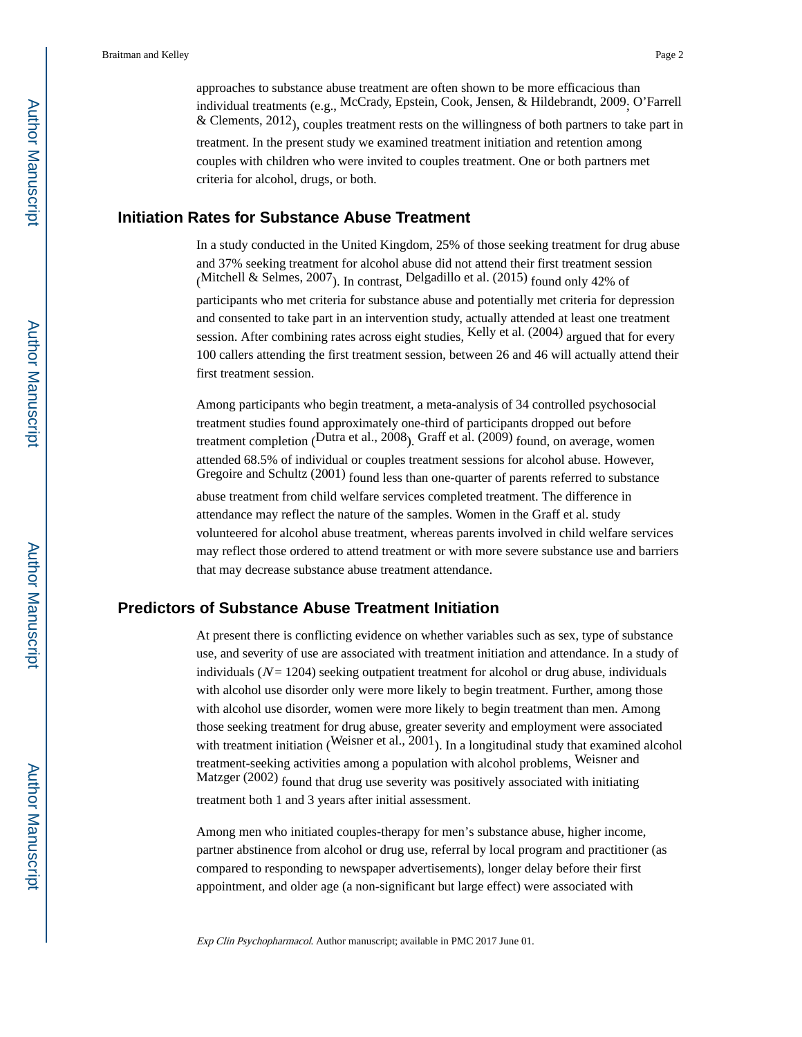approaches to substance abuse treatment are often shown to be more efficacious than individual treatments (e.g., McCrady, Epstein, Cook, Jensen, & Hildebrandt, 2009; O'Farrell & Clements, 2012), couples treatment rests on the willingness of both partners to take part in treatment. In the present study we examined treatment initiation and retention among couples with children who were invited to couples treatment. One or both partners met criteria for alcohol, drugs, or both.

## Initiation Rates for Substance Abuse Treatment

In a study conducted in the United Kingdom, 25% of those seeking treatment for drug abuse and 37% seeking treatment for alcohol abuse did not attend their first treatment session (Mitchell & Selmes, 2007). In contrast, Delgadillo et al. (2015) found only 42% of participants who met criteria for substance abuse and potentially met criteria for depression and consented to take part in an intervention study, actually attended at least one treatment session. After combining rates across eight studies, Kelly et al. (2004) argued that for every 100 callers attending the first treatment session, between 26 and 46 will actually attend their first treatment session.

Among participants who begin treatment, a meta-analysis of 34 controlled psychosocial treatment studies found approximately one-third of participants dropped out before treatment completion (Dutra et al., 2008). Graff et al. (2009) found, on average, women attended 68.5% of individual or couples treatment sessions for alcohol abuse. However, Gregoire and Schultz (2001) found less than one-quarter of parents referred to substance abuse treatment from child welfare services completed treatment. The difference in attendance may reflect the nature of the samples. Women in the Graff et al. study volunteered for alcohol abuse treatment, whereas parents involved in child welfare services may reflect those ordered to attend treatment or with more severe substance use and barriers that may decrease substance abuse treatment attendance.

## Predictors of Substance Abuse Treatment Initiation

At present there is conflicting evidence on whether variables such as sex, type of substance use, and severity of use are associated with treatment initiation and attendance. In a study of individuals ($N = 1204$) seeking outpatient treatment for alcohol or drug abuse, individuals with alcohol use disorder only were more likely to begin treatment. Further, among those with alcohol use disorder, women were more likely to begin treatment than men. Among those seeking treatment for drug abuse, greater severity and employment were associated with treatment initiation (Weisner et al., 2001). In a longitudinal study that examined alcohol treatment-seeking activities among a population with alcohol problems, Weisner and Matzger (2002) found that drug use severity was positively associated with initiating treatment both 1 and 3 years after initial assessment.

Among men who initiated couples-therapy for men's substance abuse, higher income, partner abstinence from alcohol or drug use, referral by local program and practitioner (as compared to responding to newspaper advertisements), longer delay before their first appointment, and older age (a non-significant but large effect) were associated with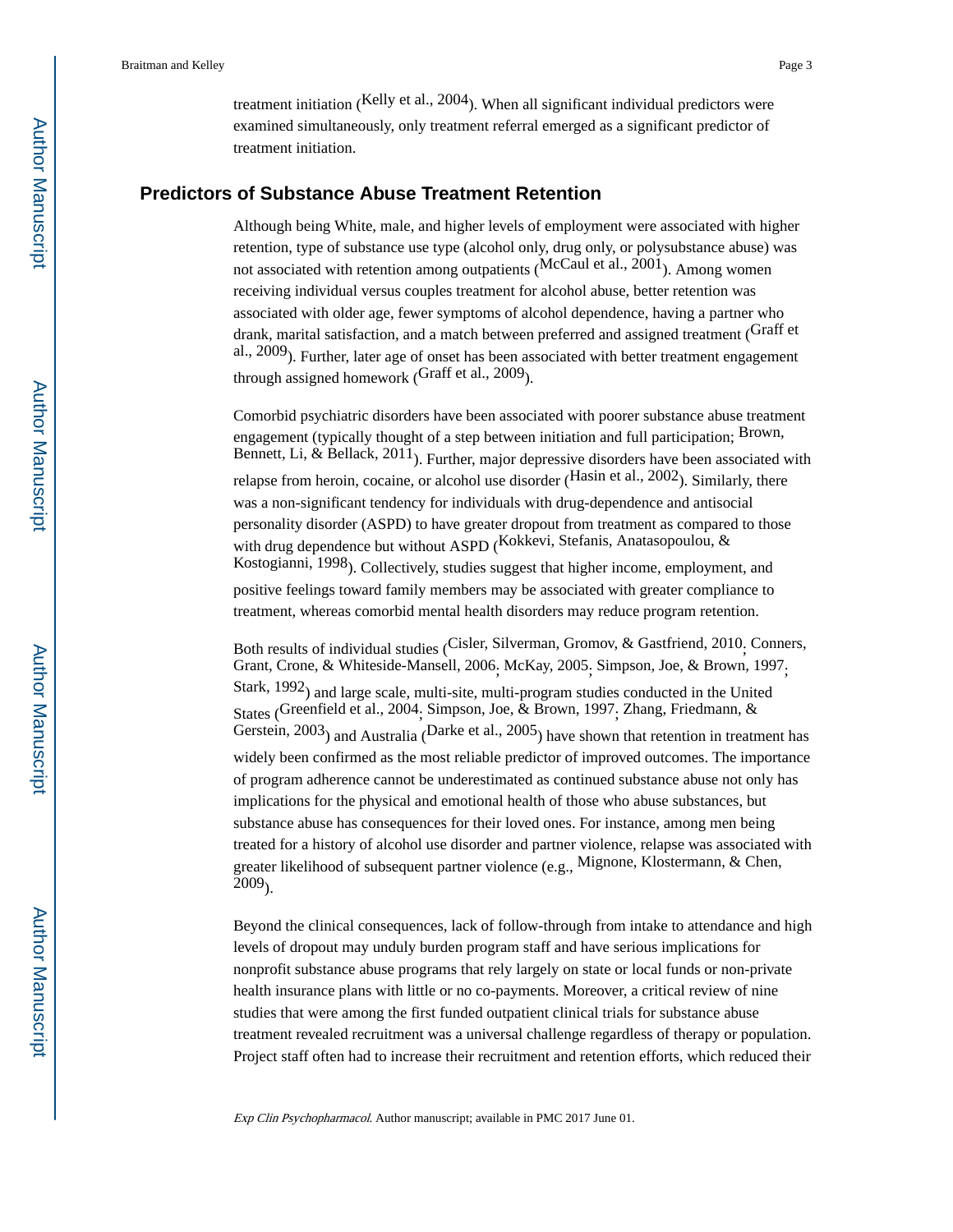treatment initiation (Kelly et al., 2004). When all significant individual predictors were examined simultaneously, only treatment referral emerged as a significant predictor of treatment initiation.

## Predictors of Substance Abuse Treatment Retention

Although being White, male, and higher levels of employment were associated with higher retention, type of substance use type (alcohol only, drug only, or polysubstance abuse) was not associated with retention among outpatients (McCaul et al., 2001). Among women receiving individual versus couples treatment for alcohol abuse, better retention was associated with older age, fewer symptoms of alcohol dependence, having a partner who drank, marital satisfaction, and a match between preferred and assigned treatment (Graff et al., 2009). Further, later age of onset has been associated with better treatment engagement through assigned homework (Graff et al., 2009).

Comorbid psychiatric disorders have been associated with poorer substance abuse treatment engagement (typically thought of a step between initiation and full participation; Brown, Bennett, Li, & Bellack, 2011). Further, major depressive disorders have been associated with relapse from heroin, cocaine, or alcohol use disorder (Hasin et al., 2002). Similarly, there was a non-significant tendency for individuals with drug-dependence and antisocial personality disorder (ASPD) to have greater dropout from treatment as compared to those with drug dependence but without ASPD (Kokkevi, Stefanis, Anatasopoulou, & Kostogianni, 1998). Collectively, studies suggest that higher income, employment, and positive feelings toward family members may be associated with greater compliance to treatment, whereas comorbid mental health disorders may reduce program retention.

Both results of individual studies (Cisler, Silverman, Gromov, & Gastfriend, 2010; Conners, Grant, Crone, & Whiteside-Mansell, 2006; McKay, 2005; Simpson, Joe, & Brown, 1997; Stark, 1992) and large scale, multi-site, multi-program studies conducted in the United States (Greenfield et al., 2004; Simpson, Joe, & Brown, 1997; Zhang, Friedmann, & Gerstein, 2003) and Australia (Darke et al., 2005) have shown that retention in treatment has widely been confirmed as the most reliable predictor of improved outcomes. The importance of program adherence cannot be underestimated as continued substance abuse not only has implications for the physical and emotional health of those who abuse substances, but substance abuse has consequences for their loved ones. For instance, among men being treated for a history of alcohol use disorder and partner violence, relapse was associated with greater likelihood of subsequent partner violence (e.g., Mignone, Klostermann, & Chen, 2009).

Beyond the clinical consequences, lack of follow-through from intake to attendance and high levels of dropout may unduly burden program staff and have serious implications for nonprofit substance abuse programs that rely largely on state or local funds or non-private health insurance plans with little or no co-payments. Moreover, a critical review of nine studies that were among the first funded outpatient clinical trials for substance abuse treatment revealed recruitment was a universal challenge regardless of therapy or population. Project staff often had to increase their recruitment and retention efforts, which reduced their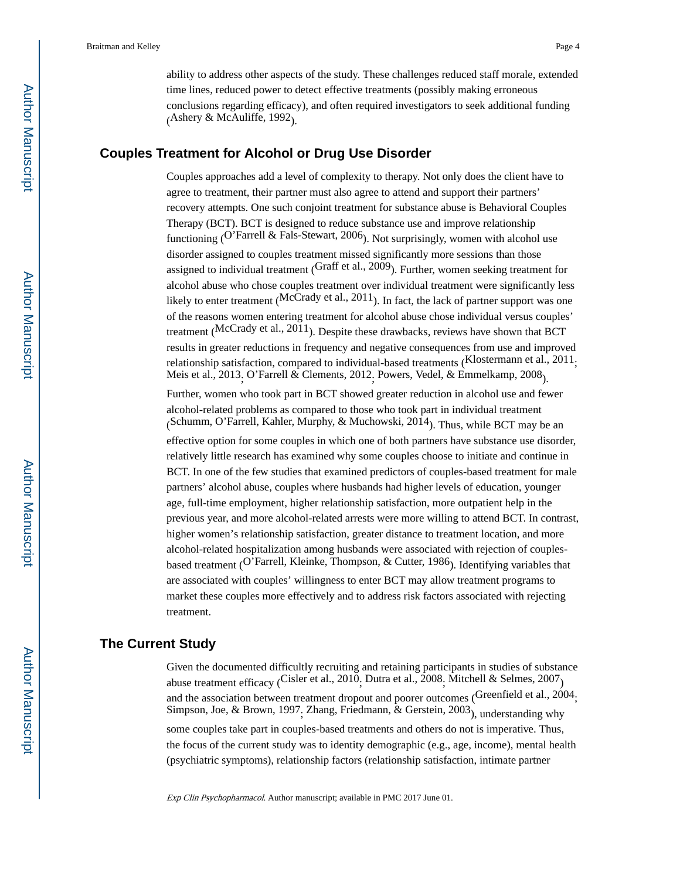ability to address other aspects of the study. These challenges reduced staff morale, extended time lines, reduced power to detect effective treatments (possibly making erroneous conclusions regarding efficacy), and often required investigators to seek additional funding (Ashery & McAuliffe, 1992).

## Couples Treatment for Alcohol or Drug Use Disorder

Couples approaches add a level of complexity to therapy. Not only does the client have to agree to treatment, their partner must also agree to attend and support their partners' recovery attempts. One such conjoint treatment for substance abuse is Behavioral Couples Therapy (BCT). BCT is designed to reduce substance use and improve relationship functioning (O'Farrell & Fals-Stewart, 2006). Not surprisingly, women with alcohol use disorder assigned to couples treatment missed significantly more sessions than those assigned to individual treatment (Graff et al., 2009). Further, women seeking treatment for alcohol abuse who chose couples treatment over individual treatment were significantly less likely to enter treatment (McCrady et al., 2011). In fact, the lack of partner support was one of the reasons women entering treatment for alcohol abuse chose individual versus couples' treatment (McCrady et al., 2011). Despite these drawbacks, reviews have shown that BCT results in greater reductions in frequency and negative consequences from use and improved relationship satisfaction, compared to individual-based treatments (Klostermann et al., 2011; Meis et al., 2013; O'Farrell & Clements, 2012; Powers, Vedel, & Emmelkamp, 2008). Further, women who took part in BCT showed greater reduction in alcohol use and fewer alcohol-related problems as compared to those who took part in individual treatment (Schumm, O'Farrell, Kahler, Murphy, & Muchowski, 2014). Thus, while BCT may be an effective option for some couples in which one of both partners have substance use disorder, relatively little research has examined why some couples choose to initiate and continue in BCT. In one of the few studies that examined predictors of couples-based treatment for male partners' alcohol abuse, couples where husbands had higher levels of education, younger age, full-time employment, higher relationship satisfaction, more outpatient help in the previous year, and more alcohol-related arrests were more willing to attend BCT. In contrast, higher women's relationship satisfaction, greater distance to treatment location, and more alcohol-related hospitalization among husbands were associated with rejection of couples-based treatment (O'Farrell, Kleinke, Thompson, & Cutter, 1986). Identifying variables that are associated with couples' willingness to enter BCT may allow treatment programs to market these couples more effectively and to address risk factors associated with rejecting treatment.

## The Current Study

Given the documented difficultly recruiting and retaining participants in studies of substance abuse treatment efficacy (Cisler et al., 2010; Dutra et al., 2008; Mitchell & Selmes, 2007) and the association between treatment dropout and poorer outcomes (Greenfield et al., 2004; Simpson, Joe, & Brown, 1997; Zhang, Friedmann, & Gerstein, 2003), understanding why some couples take part in couples-based treatments and others do not is imperative. Thus, the focus of the current study was to identity demographic (e.g., age, income), mental health (psychiatric symptoms), relationship factors (relationship satisfaction, intimate partner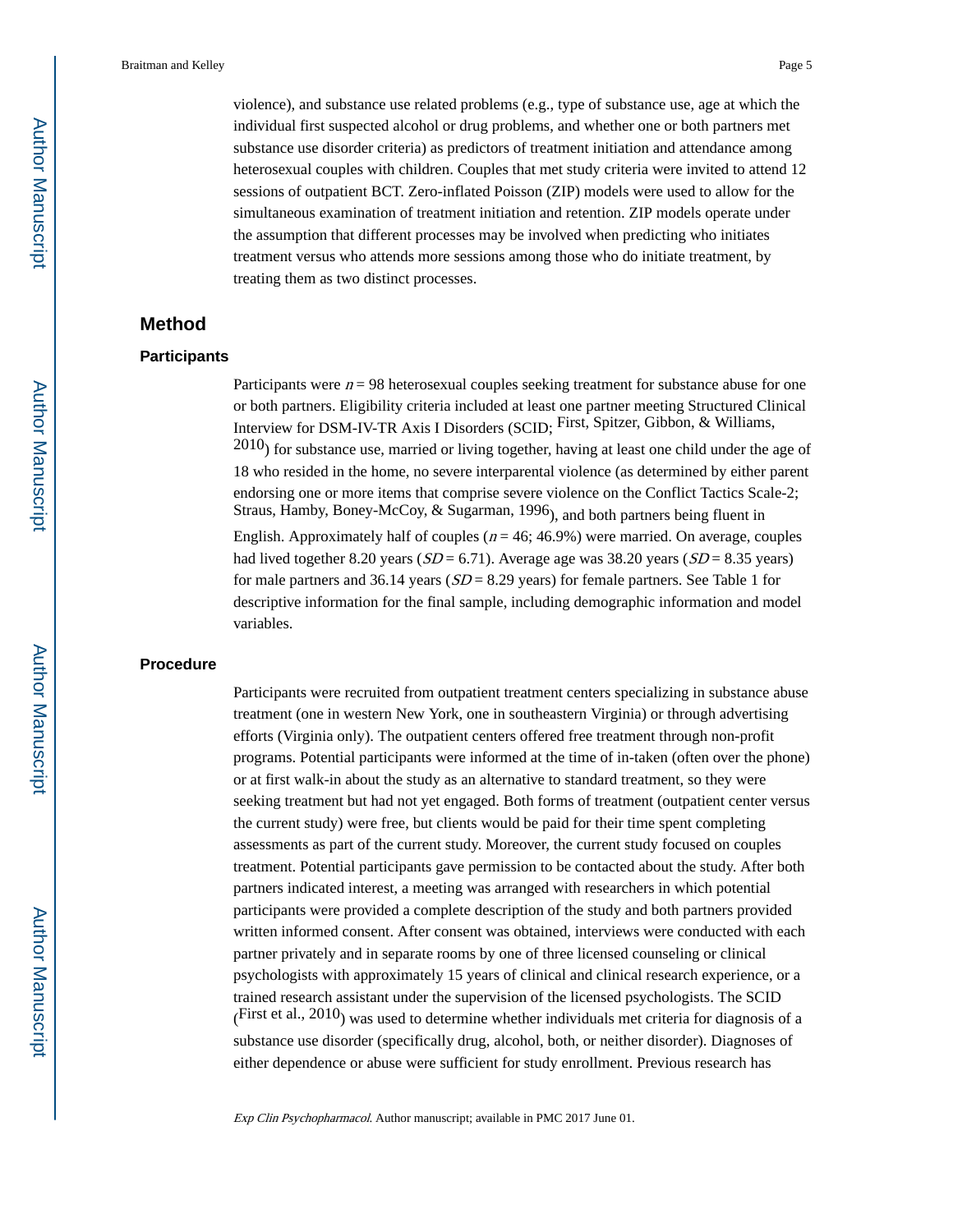violence), and substance use related problems (e.g., type of substance use, age at which the individual first suspected alcohol or drug problems, and whether one or both partners met substance use disorder criteria) as predictors of treatment initiation and attendance among heterosexual couples with children. Couples that met study criteria were invited to attend 12 sessions of outpatient BCT. Zero-inflated Poisson (ZIP) models were used to allow for the simultaneous examination of treatment initiation and retention. ZIP models operate under the assumption that different processes may be involved when predicting who initiates treatment versus who attends more sessions among those who do initiate treatment, by treating them as two distinct processes.

## Method

### Participants

Participants were $n = 98$ heterosexual couples seeking treatment for substance abuse for one or both partners. Eligibility criteria included at least one partner meeting Structured Clinical Interview for DSM-IV-TR Axis I Disorders (SCID; First, Spitzer, Gibbon, & Williams, 2010) for substance use, married or living together, having at least one child under the age of 18 who resided in the home, no severe interparental violence (as determined by either parent endorsing one or more items that comprise severe violence on the Conflict Tactics Scale-2; Straus, Hamby, Boney-McCoy, & Sugarman, 1996), and both partners being fluent in English. Approximately half of couples ($n = 46$; 46.9%) were married. On average, couples had lived together 8.20 years ($SD = 6.71$). Average age was 38.20 years ($SD = 8.35$ years) for male partners and 36.14 years ($SD = 8.29$ years) for female partners. See Table 1 for descriptive information for the final sample, including demographic information and model variables.

### Procedure

Participants were recruited from outpatient treatment centers specializing in substance abuse treatment (one in western New York, one in southeastern Virginia) or through advertising efforts (Virginia only). The outpatient centers offered free treatment through non-profit programs. Potential participants were informed at the time of in-taken (often over the phone) or at first walk-in about the study as an alternative to standard treatment, so they were seeking treatment but had not yet engaged. Both forms of treatment (outpatient center versus the current study) were free, but clients would be paid for their time spent completing assessments as part of the current study. Moreover, the current study focused on couples treatment. Potential participants gave permission to be contacted about the study. After both partners indicated interest, a meeting was arranged with researchers in which potential participants were provided a complete description of the study and both partners provided written informed consent. After consent was obtained, interviews were conducted with each partner privately and in separate rooms by one of three licensed counseling or clinical psychologists with approximately 15 years of clinical and clinical research experience, or a trained research assistant under the supervision of the licensed psychologists. The SCID (First et al., 2010) was used to determine whether individuals met criteria for diagnosis of a substance use disorder (specifically drug, alcohol, both, or neither disorder). Diagnoses of either dependence or abuse were sufficient for study enrollment. Previous research has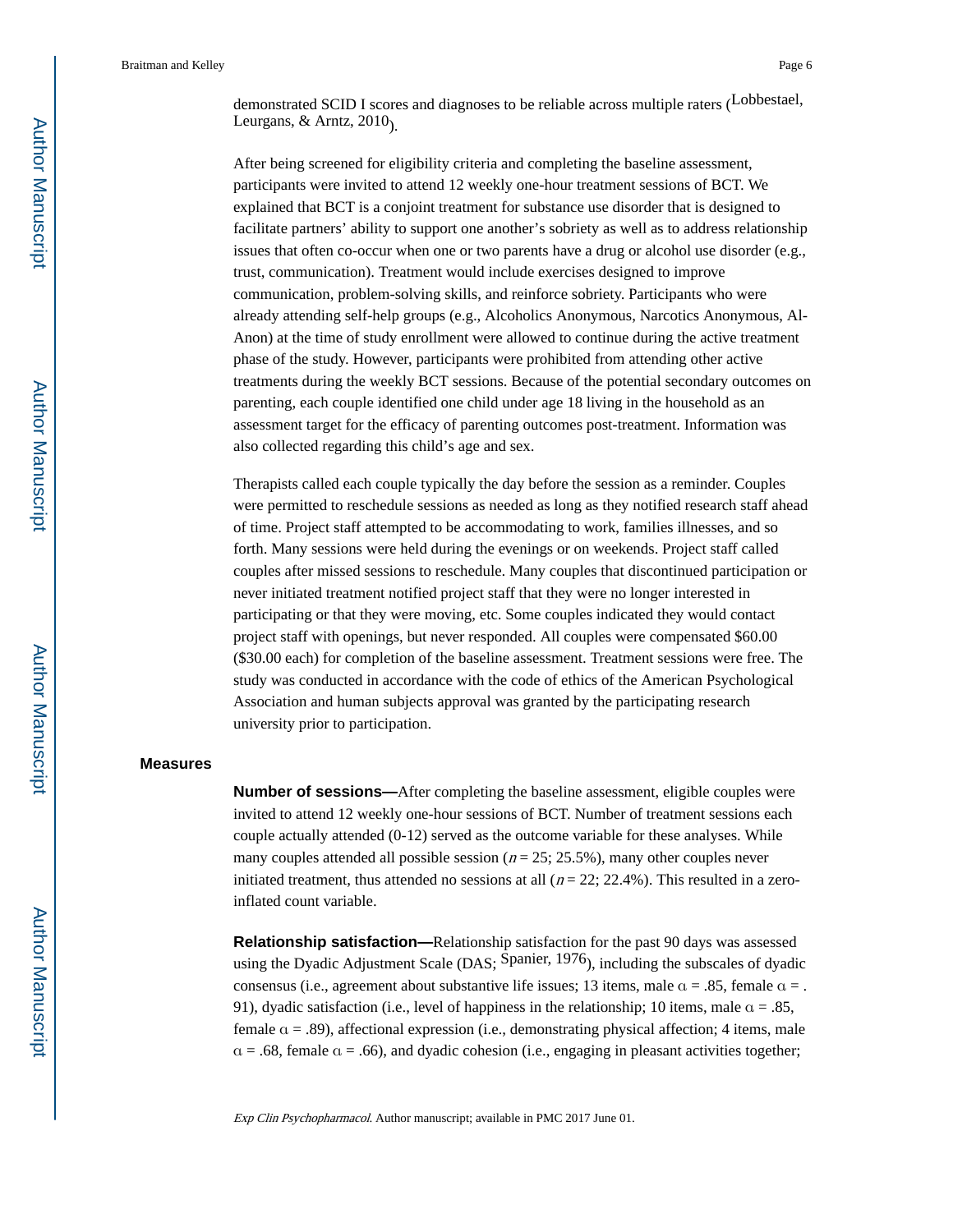demonstrated SCID I scores and diagnoses to be reliable across multiple raters (Lobbestael, Leurgans, & Arntz, 2010).

After being screened for eligibility criteria and completing the baseline assessment, participants were invited to attend 12 weekly one-hour treatment sessions of BCT. We explained that BCT is a conjoint treatment for substance use disorder that is designed to facilitate partners' ability to support one another's sobriety as well as to address relationship issues that often co-occur when one or two parents have a drug or alcohol use disorder (e.g., trust, communication). Treatment would include exercises designed to improve communication, problem-solving skills, and reinforce sobriety. Participants who were already attending self-help groups (e.g., Alcoholics Anonymous, Narcotics Anonymous, Al-Anon) at the time of study enrollment were allowed to continue during the active treatment phase of the study. However, participants were prohibited from attending other active treatments during the weekly BCT sessions. Because of the potential secondary outcomes on parenting, each couple identified one child under age 18 living in the household as an assessment target for the efficacy of parenting outcomes post-treatment. Information was also collected regarding this child's age and sex.

Therapists called each couple typically the day before the session as a reminder. Couples were permitted to reschedule sessions as needed as long as they notified research staff ahead of time. Project staff attempted to be accommodating to work, families illnesses, and so forth. Many sessions were held during the evenings or on weekends. Project staff called couples after missed sessions to reschedule. Many couples that discontinued participation or never initiated treatment notified project staff that they were no longer interested in participating or that they were moving, etc. Some couples indicated they would contact project staff with openings, but never responded. All couples were compensated $60.00 ($30.00 each) for completion of the baseline assessment. Treatment sessions were free. The study was conducted in accordance with the code of ethics of the American Psychological Association and human subjects approval was granted by the participating research university prior to participation.

## Measures

**Number of sessions—**After completing the baseline assessment, eligible couples were invited to attend 12 weekly one-hour sessions of BCT. Number of treatment sessions each couple actually attended (0-12) served as the outcome variable for these analyses. While many couples attended all possible session ($n = 25$; 25.5%), many other couples never initiated treatment, thus attended no sessions at all ($n = 22$; 22.4%). This resulted in a zero-inflated count variable.

**Relationship satisfaction—**Relationship satisfaction for the past 90 days was assessed using the Dyadic Adjustment Scale (DAS; Spanier, 1976), including the subscales of dyadic consensus (i.e., agreement about substantive life issues; 13 items, male $\alpha = .85$, female $\alpha = .91$), dyadic satisfaction (i.e., level of happiness in the relationship; 10 items, male $\alpha = .85$, female $\alpha = .89$), affectional expression (i.e., demonstrating physical affection; 4 items, male $\alpha = .68$, female $\alpha = .66$), and dyadic cohesion (i.e., engaging in pleasant activities together;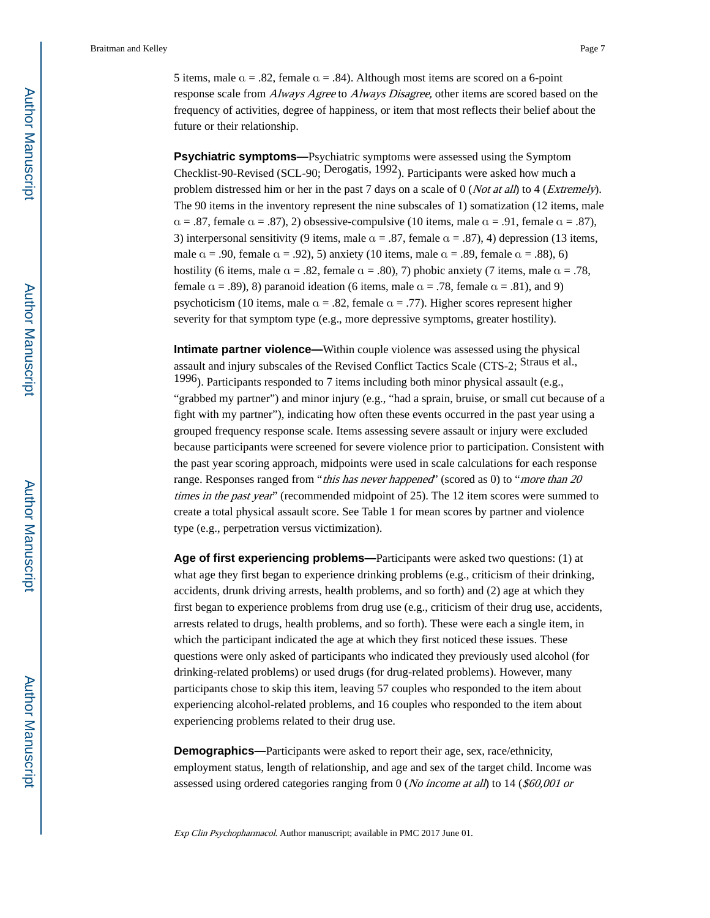5 items, male α = .82, female α = .84). Although most items are scored on a 6-point response scale from *Always Agree* to *Always Disagree,* other items are scored based on the frequency of activities, degree of happiness, or item that most reflects their belief about the future or their relationship.

**Psychiatric symptoms—**Psychiatric symptoms were assessed using the Symptom Checklist-90-Revised (SCL-90; Derogatis, 1992). Participants were asked how much a problem distressed him or her in the past 7 days on a scale of 0 (*Not at all*) to 4 (*Extremely*). The 90 items in the inventory represent the nine subscales of 1) somatization (12 items, male α = .87, female α = .87), 2) obsessive-compulsive (10 items, male α = .91, female α = .87), 3) interpersonal sensitivity (9 items, male α = .87, female α = .87), 4) depression (13 items, male α = .90, female α = .92), 5) anxiety (10 items, male α = .89, female α = .88), 6) hostility (6 items, male α = .82, female α = .80), 7) phobic anxiety (7 items, male α = .78, female α = .89), 8) paranoid ideation (6 items, male α = .78, female α = .81), and 9) psychoticism (10 items, male α = .82, female α = .77). Higher scores represent higher severity for that symptom type (e.g., more depressive symptoms, greater hostility).

**Intimate partner violence—**Within couple violence was assessed using the physical assault and injury subscales of the Revised Conflict Tactics Scale (CTS-2; Straus et al., 1996). Participants responded to 7 items including both minor physical assault (e.g., "grabbed my partner") and minor injury (e.g., "had a sprain, bruise, or small cut because of a fight with my partner"), indicating how often these events occurred in the past year using a grouped frequency response scale. Items assessing severe assault or injury were excluded because participants were screened for severe violence prior to participation. Consistent with the past year scoring approach, midpoints were used in scale calculations for each response range. Responses ranged from "*this has never happened*" (scored as 0) to "*more than 20 times in the past year*" (recommended midpoint of 25). The 12 item scores were summed to create a total physical assault score. See Table 1 for mean scores by partner and violence type (e.g., perpetration versus victimization).

**Age of first experiencing problems—**Participants were asked two questions: (1) at what age they first began to experience drinking problems (e.g., criticism of their drinking, accidents, drunk driving arrests, health problems, and so forth) and (2) age at which they first began to experience problems from drug use (e.g., criticism of their drug use, accidents, arrests related to drugs, health problems, and so forth). These were each a single item, in which the participant indicated the age at which they first noticed these issues. These questions were only asked of participants who indicated they previously used alcohol (for drinking-related problems) or used drugs (for drug-related problems). However, many participants chose to skip this item, leaving 57 couples who responded to the item about experiencing alcohol-related problems, and 16 couples who responded to the item about experiencing problems related to their drug use.

**Demographics—**Participants were asked to report their age, sex, race/ethnicity, employment status, length of relationship, and age and sex of the target child. Income was assessed using ordered categories ranging from 0 (*No income at all*) to 14 (*$60,001 or*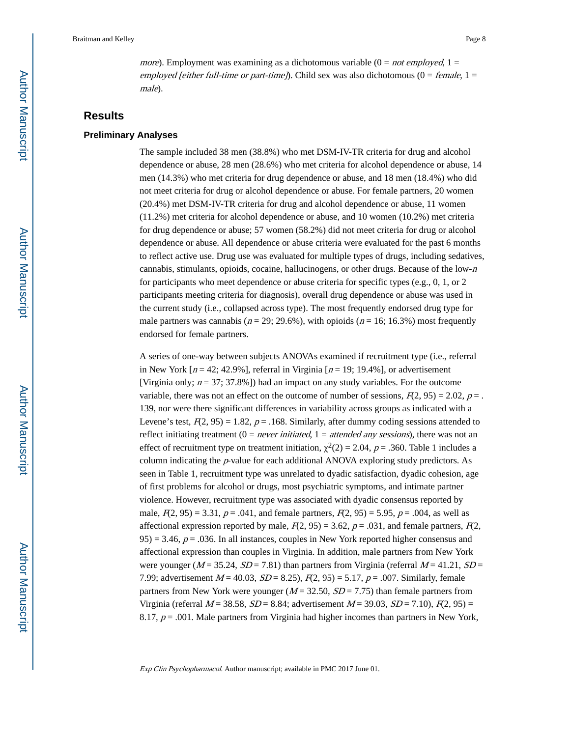*more*). Employment was examining as a dichotomous variable (0 = *not employed*, 1 = *employed [either full-time or part-time]*). Child sex was also dichotomous (0 = *female*, 1 = *male*).

## Results

### Preliminary Analyses

The sample included 38 men (38.8%) who met DSM-IV-TR criteria for drug and alcohol dependence or abuse, 28 men (28.6%) who met criteria for alcohol dependence or abuse, 14 men (14.3%) who met criteria for drug dependence or abuse, and 18 men (18.4%) who did not meet criteria for drug or alcohol dependence or abuse. For female partners, 20 women (20.4%) met DSM-IV-TR criteria for drug and alcohol dependence or abuse, 11 women (11.2%) met criteria for alcohol dependence or abuse, and 10 women (10.2%) met criteria for drug dependence or abuse; 57 women (58.2%) did not meet criteria for drug or alcohol dependence or abuse. All dependence or abuse criteria were evaluated for the past 6 months to reflect active use. Drug use was evaluated for multiple types of drugs, including sedatives, cannabis, stimulants, opioids, cocaine, hallucinogens, or other drugs. Because of the low-$n$ for participants who meet dependence or abuse criteria for specific types (e.g., 0, 1, or 2 participants meeting criteria for diagnosis), overall drug dependence or abuse was used in the current study (i.e., collapsed across type). The most frequently endorsed drug type for male partners was cannabis ($n = 29$; 29.6%), with opioids ($n = 16$; 16.3%) most frequently endorsed for female partners.

A series of one-way between subjects ANOVAs examined if recruitment type (i.e., referral in New York [$n = 42$; 42.9%], referral in Virginia [$n = 19$; 19.4%], or advertisement [Virginia only; $n = 37$; 37.8%]) had an impact on any study variables. For the outcome variable, there was not an effect on the outcome of number of sessions, $F(2, 95) = 2.02$, $p = .139$, nor were there significant differences in variability across groups as indicated with a Levene's test, $F(2, 95) = 1.82$, $p = .168$. Similarly, after dummy coding sessions attended to reflect initiating treatment (0 = *never initiated*, 1 = *attended any sessions*), there was not an effect of recruitment type on treatment initiation, $\chi^2(2) = 2.04$, $p = .360$. Table 1 includes a column indicating the $p$-value for each additional ANOVA exploring study predictors. As seen in Table 1, recruitment type was unrelated to dyadic satisfaction, dyadic cohesion, age of first problems for alcohol or drugs, most psychiatric symptoms, and intimate partner violence. However, recruitment type was associated with dyadic consensus reported by male, $F(2, 95) = 3.31$, $p = .041$, and female partners, $F(2, 95) = 5.95$, $p = .004$, as well as affectional expression reported by male, $F(2, 95) = 3.62$, $p = .031$, and female partners, $F(2, 95) = 3.46$, $p = .036$. In all instances, couples in New York reported higher consensus and affectional expression than couples in Virginia. In addition, male partners from New York were younger ($M = 35.24$, $SD = 7.81$) than partners from Virginia (referral $M = 41.21$, $SD = 7.99$; advertisement $M = 40.03$, $SD = 8.25$), $F(2, 95) = 5.17$, $p = .007$. Similarly, female partners from New York were younger ($M = 32.50$, $SD = 7.75$) than female partners from Virginia (referral $M = 38.58$, $SD = 8.84$; advertisement $M = 39.03$, $SD = 7.10$), $F(2, 95) = 8.17$, $p = .001$. Male partners from Virginia had higher incomes than partners in New York,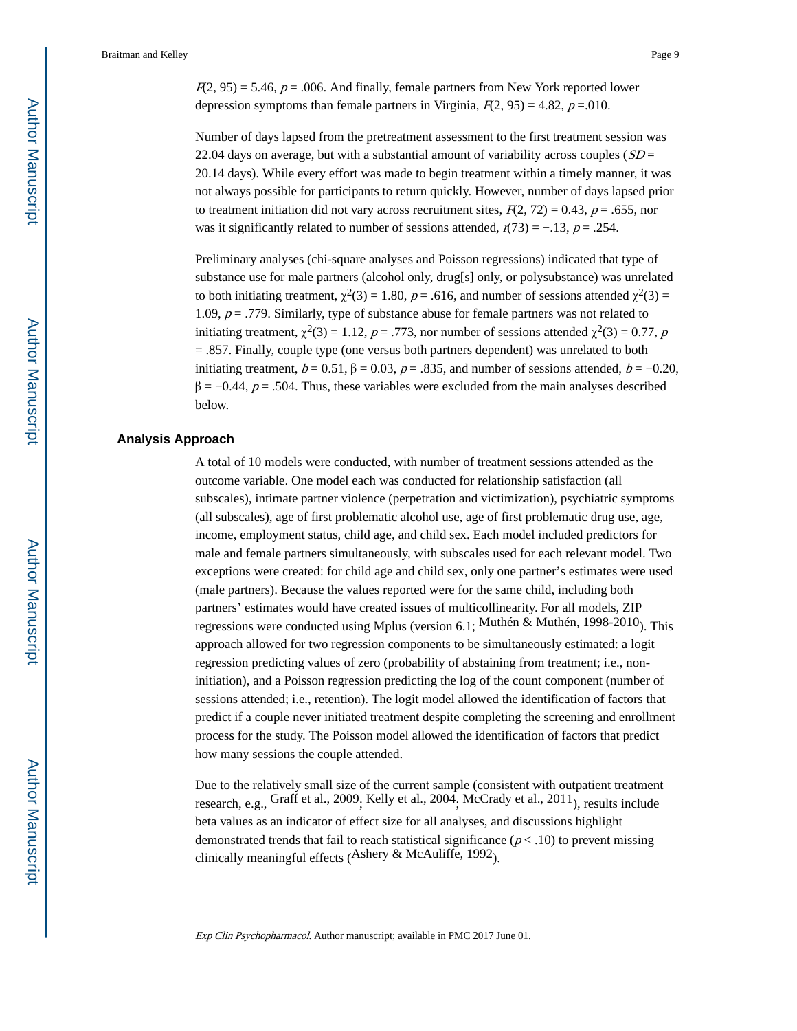$F(2, 95) = 5.46$, $p = .006$. And finally, female partners from New York reported lower depression symptoms than female partners in Virginia, $F(2, 95) = 4.82$, $p = .010$.

Number of days lapsed from the pretreatment assessment to the first treatment session was 22.04 days on average, but with a substantial amount of variability across couples ($SD$ = 20.14 days). While every effort was made to begin treatment within a timely manner, it was not always possible for participants to return quickly. However, number of days lapsed prior to treatment initiation did not vary across recruitment sites, $F(2, 72) = 0.43$, $p = .655$, nor was it significantly related to number of sessions attended, $r(73) = -.13$, $p = .254$.

Preliminary analyses (chi-square analyses and Poisson regressions) indicated that type of substance use for male partners (alcohol only, drug[s] only, or polysubstance) was unrelated to both initiating treatment, $\chi^2(3) = 1.80$, $p = .616$, and number of sessions attended $\chi^2(3) = 1.09$, $p = .779$. Similarly, type of substance abuse for female partners was not related to initiating treatment, $\chi^2(3) = 1.12$, $p = .773$, nor number of sessions attended $\chi^2(3) = 0.77$, $p = .857$. Finally, couple type (one versus both partners dependent) was unrelated to both initiating treatment, $b = 0.51$, $\beta = 0.03$, $p = .835$, and number of sessions attended, $b = -0.20$, $\beta = -0.44$, $p = .504$. Thus, these variables were excluded from the main analyses described below.

## Analysis Approach

A total of 10 models were conducted, with number of treatment sessions attended as the outcome variable. One model each was conducted for relationship satisfaction (all subscales), intimate partner violence (perpetration and victimization), psychiatric symptoms (all subscales), age of first problematic alcohol use, age of first problematic drug use, age, income, employment status, child age, and child sex. Each model included predictors for male and female partners simultaneously, with subscales used for each relevant model. Two exceptions were created: for child age and child sex, only one partner's estimates were used (male partners). Because the values reported were for the same child, including both partners' estimates would have created issues of multicollinearity. For all models, ZIP regressions were conducted using Mplus (version 6.1; Muthén & Muthén, 1998-2010). This approach allowed for two regression components to be simultaneously estimated: a logit regression predicting values of zero (probability of abstaining from treatment; i.e., non-initiation), and a Poisson regression predicting the log of the count component (number of sessions attended; i.e., retention). The logit model allowed the identification of factors that predict if a couple never initiated treatment despite completing the screening and enrollment process for the study. The Poisson model allowed the identification of factors that predict how many sessions the couple attended.

Due to the relatively small size of the current sample (consistent with outpatient treatment research, e.g., Graff et al., 2009, Kelly et al., 2004, McCrady et al., 2011), results include beta values as an indicator of effect size for all analyses, and discussions highlight demonstrated trends that fail to reach statistical significance ($p < .10$) to prevent missing clinically meaningful effects (Ashery & McAuliffe, 1992).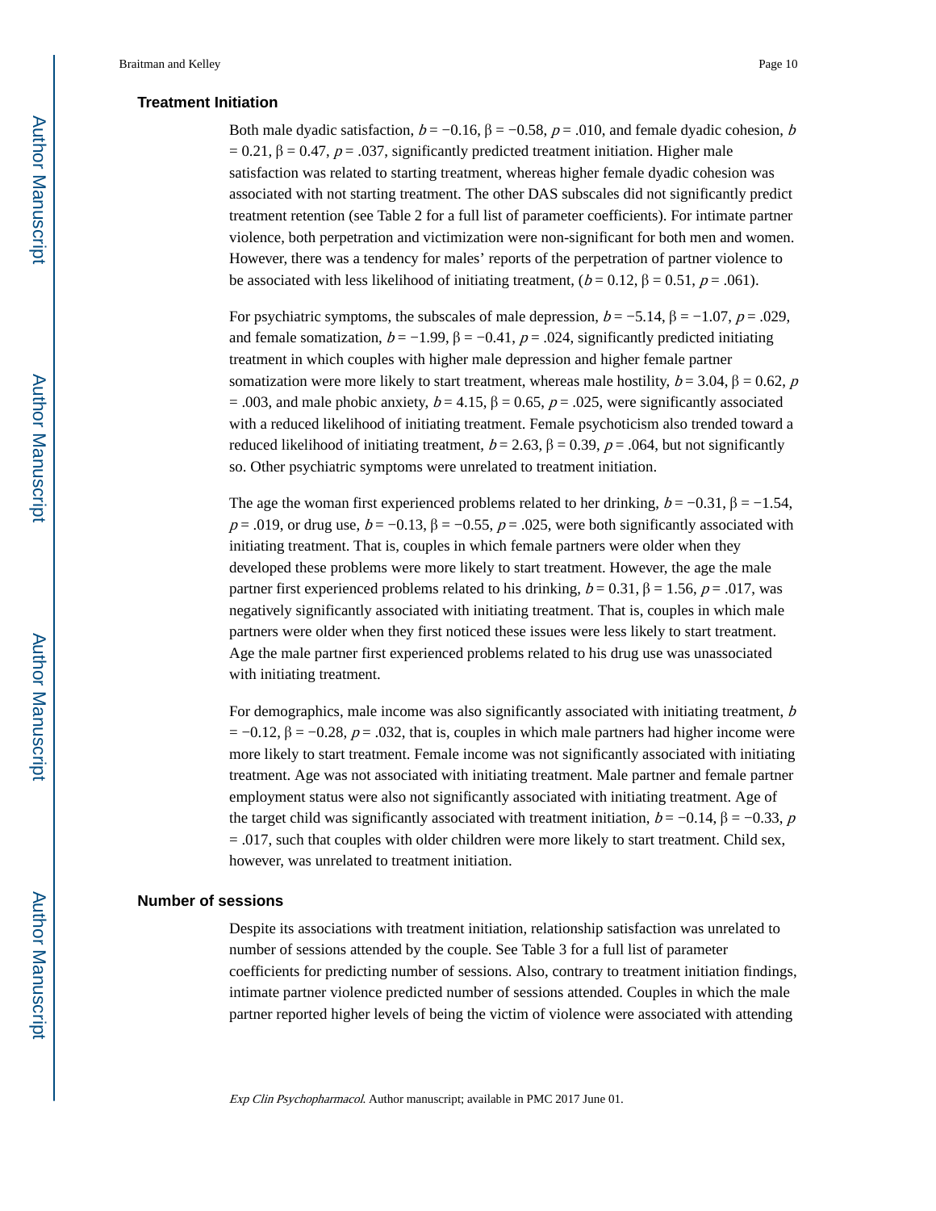### Treatment Initiation

Both male dyadic satisfaction, $b = -0.16$, $\beta = -0.58$, $p = .010$, and female dyadic cohesion, $b = 0.21$, $\beta = 0.47$, $p = .037$, significantly predicted treatment initiation. Higher male satisfaction was related to starting treatment, whereas higher female dyadic cohesion was associated with not starting treatment. The other DAS subscales did not significantly predict treatment retention (see Table 2 for a full list of parameter coefficients). For intimate partner violence, both perpetration and victimization were non-significant for both men and women. However, there was a tendency for males' reports of the perpetration of partner violence to be associated with less likelihood of initiating treatment, ($b = 0.12$, $\beta = 0.51$, $p = .061$).

For psychiatric symptoms, the subscales of male depression, $b = -5.14$, $\beta = -1.07$, $p = .029$, and female somatization, $b = -1.99$, $\beta = -0.41$, $p = .024$, significantly predicted initiating treatment in which couples with higher male depression and higher female partner somatization were more likely to start treatment, whereas male hostility, $b = 3.04$, $\beta = 0.62$, $p = .003$, and male phobic anxiety, $b = 4.15$, $\beta = 0.65$, $p = .025$, were significantly associated with a reduced likelihood of initiating treatment. Female psychoticism also trended toward a reduced likelihood of initiating treatment, $b = 2.63$, $\beta = 0.39$, $p = .064$, but not significantly so. Other psychiatric symptoms were unrelated to treatment initiation.

The age the woman first experienced problems related to her drinking, $b = -0.31$, $\beta = -1.54$, $p = .019$, or drug use, $b = -0.13$, $\beta = -0.55$, $p = .025$, were both significantly associated with initiating treatment. That is, couples in which female partners were older when they developed these problems were more likely to start treatment. However, the age the male partner first experienced problems related to his drinking, $b = 0.31$, $\beta = 1.56$, $p = .017$, was negatively significantly associated with initiating treatment. That is, couples in which male partners were older when they first noticed these issues were less likely to start treatment. Age the male partner first experienced problems related to his drug use was unassociated with initiating treatment.

For demographics, male income was also significantly associated with initiating treatment, $b = -0.12$, $\beta = -0.28$, $p = .032$, that is, couples in which male partners had higher income were more likely to start treatment. Female income was not significantly associated with initiating treatment. Age was not associated with initiating treatment. Male partner and female partner employment status were also not significantly associated with initiating treatment. Age of the target child was significantly associated with treatment initiation, $b = -0.14$, $\beta = -0.33$, $p = .017$, such that couples with older children were more likely to start treatment. Child sex, however, was unrelated to treatment initiation.

### Number of sessions

Despite its associations with treatment initiation, relationship satisfaction was unrelated to number of sessions attended by the couple. See Table 3 for a full list of parameter coefficients for predicting number of sessions. Also, contrary to treatment initiation findings, intimate partner violence predicted number of sessions attended. Couples in which the male partner reported higher levels of being the victim of violence were associated with attending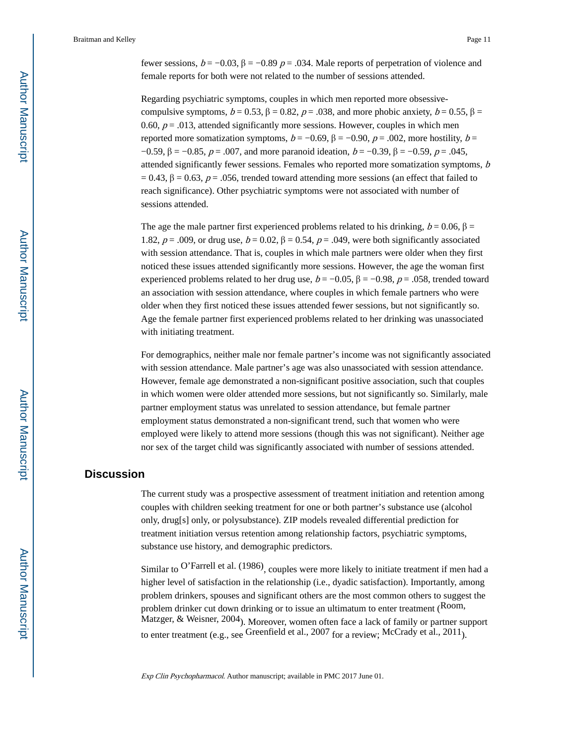fewer sessions, $b = -0.03$, $\beta = -0.89$ $p = .034$. Male reports of perpetration of violence and female reports for both were not related to the number of sessions attended.

Regarding psychiatric symptoms, couples in which men reported more obsessive-compulsive symptoms, $b = 0.53$, $\beta = 0.82$, $p = .038$, and more phobic anxiety, $b = 0.55$, $\beta = 0.60$, $p = .013$, attended significantly more sessions. However, couples in which men reported more somatization symptoms, $b = -0.69$, $\beta = -0.90$, $p = .002$, more hostility, $b = -0.59$, $\beta = -0.85$, $p = .007$, and more paranoid ideation, $b = -0.39$, $\beta = -0.59$, $p = .045$, attended significantly fewer sessions. Females who reported more somatization symptoms, $b = 0.43$, $\beta = 0.63$, $p = .056$, trended toward attending more sessions (an effect that failed to reach significance). Other psychiatric symptoms were not associated with number of sessions attended.

The age the male partner first experienced problems related to his drinking, $b = 0.06$, $\beta = 1.82$, $p = .009$, or drug use, $b = 0.02$, $\beta = 0.54$, $p = .049$, were both significantly associated with session attendance. That is, couples in which male partners were older when they first noticed these issues attended significantly more sessions. However, the age the woman first experienced problems related to her drug use, $b = -0.05$, $\beta = -0.98$, $p = .058$, trended toward an association with session attendance, where couples in which female partners who were older when they first noticed these issues attended fewer sessions, but not significantly so. Age the female partner first experienced problems related to her drinking was unassociated with initiating treatment.

For demographics, neither male nor female partner's income was not significantly associated with session attendance. Male partner's age was also unassociated with session attendance. However, female age demonstrated a non-significant positive association, such that couples in which women were older attended more sessions, but not significantly so. Similarly, male partner employment status was unrelated to session attendance, but female partner employment status demonstrated a non-significant trend, such that women who were employed were likely to attend more sessions (though this was not significant). Neither age nor sex of the target child was significantly associated with number of sessions attended.

## Discussion

The current study was a prospective assessment of treatment initiation and retention among couples with children seeking treatment for one or both partner's substance use (alcohol only, drug[s] only, or polysubstance). ZIP models revealed differential prediction for treatment initiation versus retention among relationship factors, psychiatric symptoms, substance use history, and demographic predictors.

Similar to O'Farrell et al. (1986), couples were more likely to initiate treatment if men had a higher level of satisfaction in the relationship (i.e., dyadic satisfaction). Importantly, among problem drinkers, spouses and significant others are the most common others to suggest the problem drinker cut down drinking or to issue an ultimatum to enter treatment (Room, Matzger, & Weisner, 2004). Moreover, women often face a lack of family or partner support to enter treatment (e.g., see Greenfield et al., 2007 for a review; McCrady et al., 2011).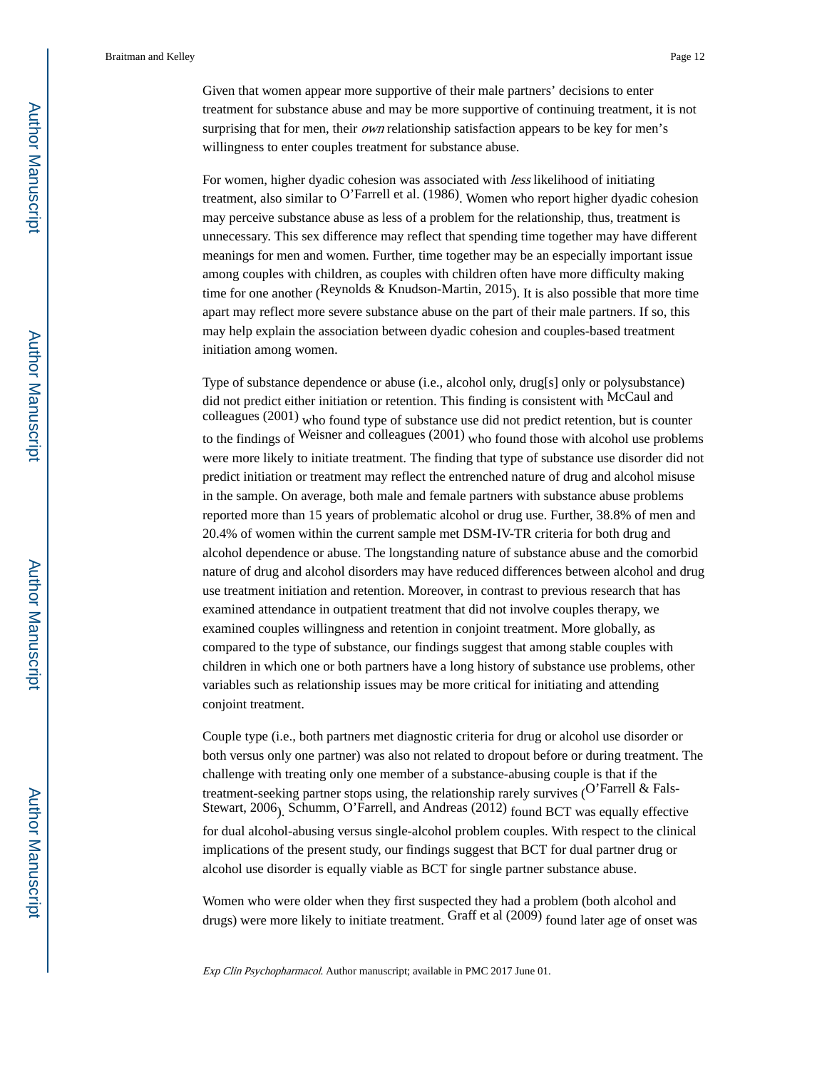Given that women appear more supportive of their male partners' decisions to enter treatment for substance abuse and may be more supportive of continuing treatment, it is not surprising that for men, their *own* relationship satisfaction appears to be key for men's willingness to enter couples treatment for substance abuse.

For women, higher dyadic cohesion was associated with *less* likelihood of initiating treatment, also similar to O'Farrell et al. (1986). Women who report higher dyadic cohesion may perceive substance abuse as less of a problem for the relationship, thus, treatment is unnecessary. This sex difference may reflect that spending time together may have different meanings for men and women. Further, time together may be an especially important issue among couples with children, as couples with children often have more difficulty making time for one another (Reynolds & Knudson-Martin, 2015). It is also possible that more time apart may reflect more severe substance abuse on the part of their male partners. If so, this may help explain the association between dyadic cohesion and couples-based treatment initiation among women.

Type of substance dependence or abuse (i.e., alcohol only, drug[s] only or polysubstance) did not predict either initiation or retention. This finding is consistent with McCaul and colleagues (2001) who found type of substance use did not predict retention, but is counter to the findings of Weisner and colleagues (2001) who found those with alcohol use problems were more likely to initiate treatment. The finding that type of substance use disorder did not predict initiation or treatment may reflect the entrenched nature of drug and alcohol misuse in the sample. On average, both male and female partners with substance abuse problems reported more than 15 years of problematic alcohol or drug use. Further, 38.8% of men and 20.4% of women within the current sample met DSM-IV-TR criteria for both drug and alcohol dependence or abuse. The longstanding nature of substance abuse and the comorbid nature of drug and alcohol disorders may have reduced differences between alcohol and drug use treatment initiation and retention. Moreover, in contrast to previous research that has examined attendance in outpatient treatment that did not involve couples therapy, we examined couples willingness and retention in conjoint treatment. More globally, as compared to the type of substance, our findings suggest that among stable couples with children in which one or both partners have a long history of substance use problems, other variables such as relationship issues may be more critical for initiating and attending conjoint treatment.

Couple type (i.e., both partners met diagnostic criteria for drug or alcohol use disorder or both versus only one partner) was also not related to dropout before or during treatment. The challenge with treating only one member of a substance-abusing couple is that if the treatment-seeking partner stops using, the relationship rarely survives (O'Farrell & Fals-Stewart, 2006). Schumm, O'Farrell, and Andreas (2012) found BCT was equally effective for dual alcohol-abusing versus single-alcohol problem couples. With respect to the clinical implications of the present study, our findings suggest that BCT for dual partner drug or alcohol use disorder is equally viable as BCT for single partner substance abuse.

Women who were older when they first suspected they had a problem (both alcohol and drugs) were more likely to initiate treatment. Graff et al (2009) found later age of onset was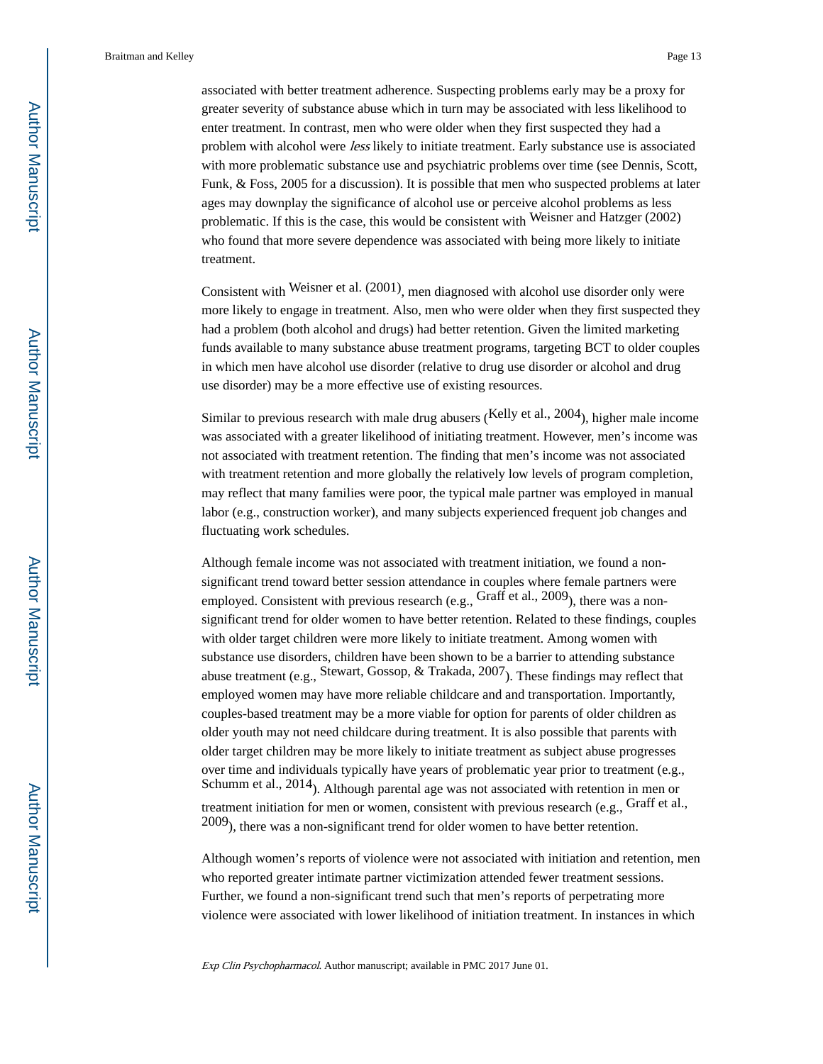associated with better treatment adherence. Suspecting problems early may be a proxy for greater severity of substance abuse which in turn may be associated with less likelihood to enter treatment. In contrast, men who were older when they first suspected they had a problem with alcohol were *less* likely to initiate treatment. Early substance use is associated with more problematic substance use and psychiatric problems over time (see Dennis, Scott, Funk, & Foss, 2005 for a discussion). It is possible that men who suspected problems at later ages may downplay the significance of alcohol use or perceive alcohol problems as less problematic. If this is the case, this would be consistent with Weisner and Hatzger (2002) who found that more severe dependence was associated with being more likely to initiate treatment.

Consistent with Weisner et al. (2001), men diagnosed with alcohol use disorder only were more likely to engage in treatment. Also, men who were older when they first suspected they had a problem (both alcohol and drugs) had better retention. Given the limited marketing funds available to many substance abuse treatment programs, targeting BCT to older couples in which men have alcohol use disorder (relative to drug use disorder or alcohol and drug use disorder) may be a more effective use of existing resources.

Similar to previous research with male drug abusers (Kelly et al., 2004), higher male income was associated with a greater likelihood of initiating treatment. However, men's income was not associated with treatment retention. The finding that men's income was not associated with treatment retention and more globally the relatively low levels of program completion, may reflect that many families were poor, the typical male partner was employed in manual labor (e.g., construction worker), and many subjects experienced frequent job changes and fluctuating work schedules.

Although female income was not associated with treatment initiation, we found a non-significant trend toward better session attendance in couples where female partners were employed. Consistent with previous research (e.g., Graff et al., 2009), there was a non-significant trend for older women to have better retention. Related to these findings, couples with older target children were more likely to initiate treatment. Among women with substance use disorders, children have been shown to be a barrier to attending substance abuse treatment (e.g., Stewart, Gossop, & Trakada, 2007). These findings may reflect that employed women may have more reliable childcare and and transportation. Importantly, couples-based treatment may be a more viable for option for parents of older children as older youth may not need childcare during treatment. It is also possible that parents with older target children may be more likely to initiate treatment as subject abuse progresses over time and individuals typically have years of problematic year prior to treatment (e.g., Schumm et al., 2014). Although parental age was not associated with retention in men or treatment initiation for men or women, consistent with previous research (e.g., Graff et al., 2009), there was a non-significant trend for older women to have better retention.

Although women's reports of violence were not associated with initiation and retention, men who reported greater intimate partner victimization attended fewer treatment sessions. Further, we found a non-significant trend such that men's reports of perpetrating more violence were associated with lower likelihood of initiation treatment. In instances in which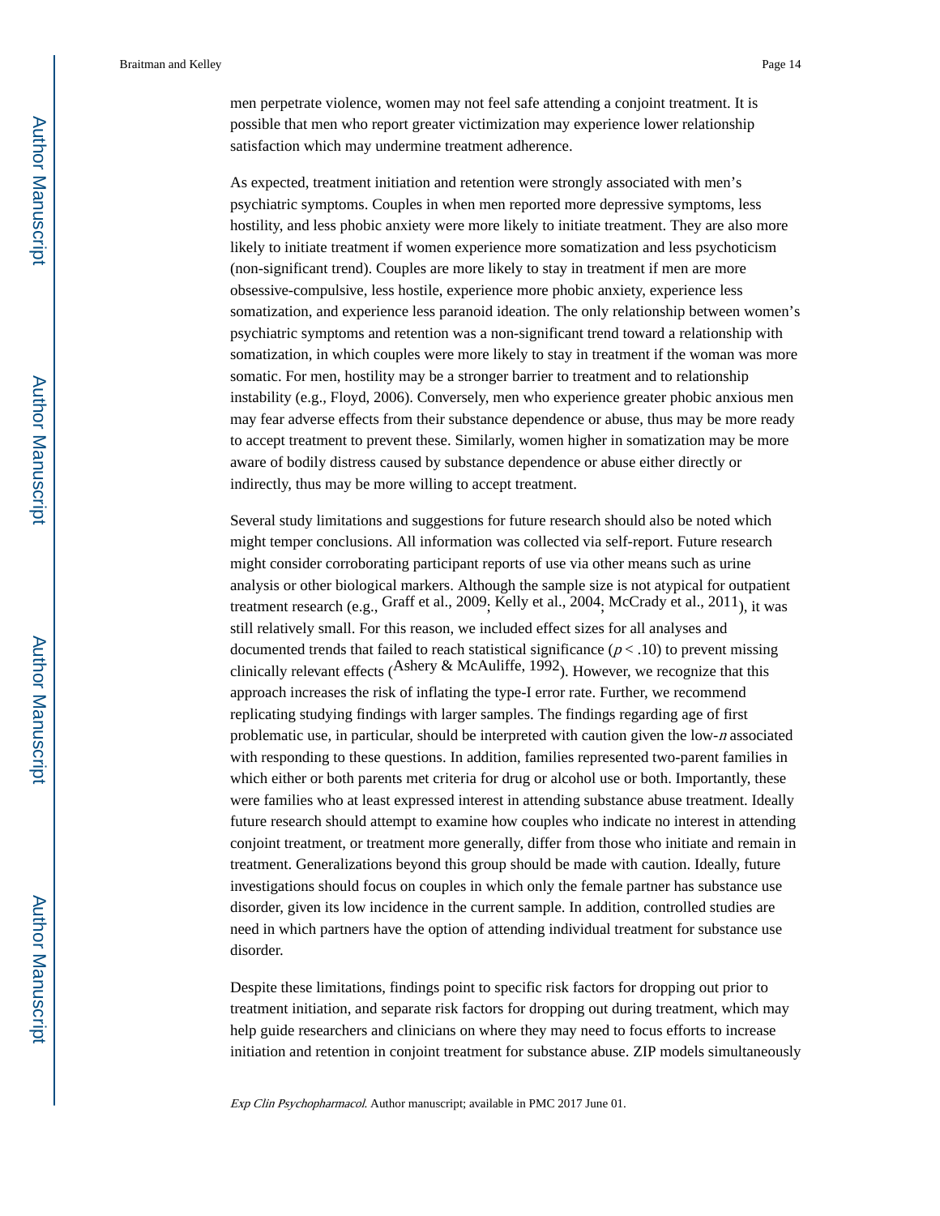men perpetrate violence, women may not feel safe attending a conjoint treatment. It is possible that men who report greater victimization may experience lower relationship satisfaction which may undermine treatment adherence.

As expected, treatment initiation and retention were strongly associated with men's psychiatric symptoms. Couples in when men reported more depressive symptoms, less hostility, and less phobic anxiety were more likely to initiate treatment. They are also more likely to initiate treatment if women experience more somatization and less psychoticism (non-significant trend). Couples are more likely to stay in treatment if men are more obsessive-compulsive, less hostile, experience more phobic anxiety, experience less somatization, and experience less paranoid ideation. The only relationship between women's psychiatric symptoms and retention was a non-significant trend toward a relationship with somatization, in which couples were more likely to stay in treatment if the woman was more somatic. For men, hostility may be a stronger barrier to treatment and to relationship instability (e.g., Floyd, 2006). Conversely, men who experience greater phobic anxious men may fear adverse effects from their substance dependence or abuse, thus may be more ready to accept treatment to prevent these. Similarly, women higher in somatization may be more aware of bodily distress caused by substance dependence or abuse either directly or indirectly, thus may be more willing to accept treatment.

Several study limitations and suggestions for future research should also be noted which might temper conclusions. All information was collected via self-report. Future research might consider corroborating participant reports of use via other means such as urine analysis or other biological markers. Although the sample size is not atypical for outpatient treatment research (e.g., Graff et al., 2009; Kelly et al., 2004; McCrady et al., 2011), it was still relatively small. For this reason, we included effect sizes for all analyses and documented trends that failed to reach statistical significance ($p < .10$) to prevent missing clinically relevant effects (Ashery & McAuliffe, 1992). However, we recognize that this approach increases the risk of inflating the type-I error rate. Further, we recommend replicating studying findings with larger samples. The findings regarding age of first problematic use, in particular, should be interpreted with caution given the low-$n$ associated with responding to these questions. In addition, families represented two-parent families in which either or both parents met criteria for drug or alcohol use or both. Importantly, these were families who at least expressed interest in attending substance abuse treatment. Ideally future research should attempt to examine how couples who indicate no interest in attending conjoint treatment, or treatment more generally, differ from those who initiate and remain in treatment. Generalizations beyond this group should be made with caution. Ideally, future investigations should focus on couples in which only the female partner has substance use disorder, given its low incidence in the current sample. In addition, controlled studies are need in which partners have the option of attending individual treatment for substance use disorder.

Despite these limitations, findings point to specific risk factors for dropping out prior to treatment initiation, and separate risk factors for dropping out during treatment, which may help guide researchers and clinicians on where they may need to focus efforts to increase initiation and retention in conjoint treatment for substance abuse. ZIP models simultaneously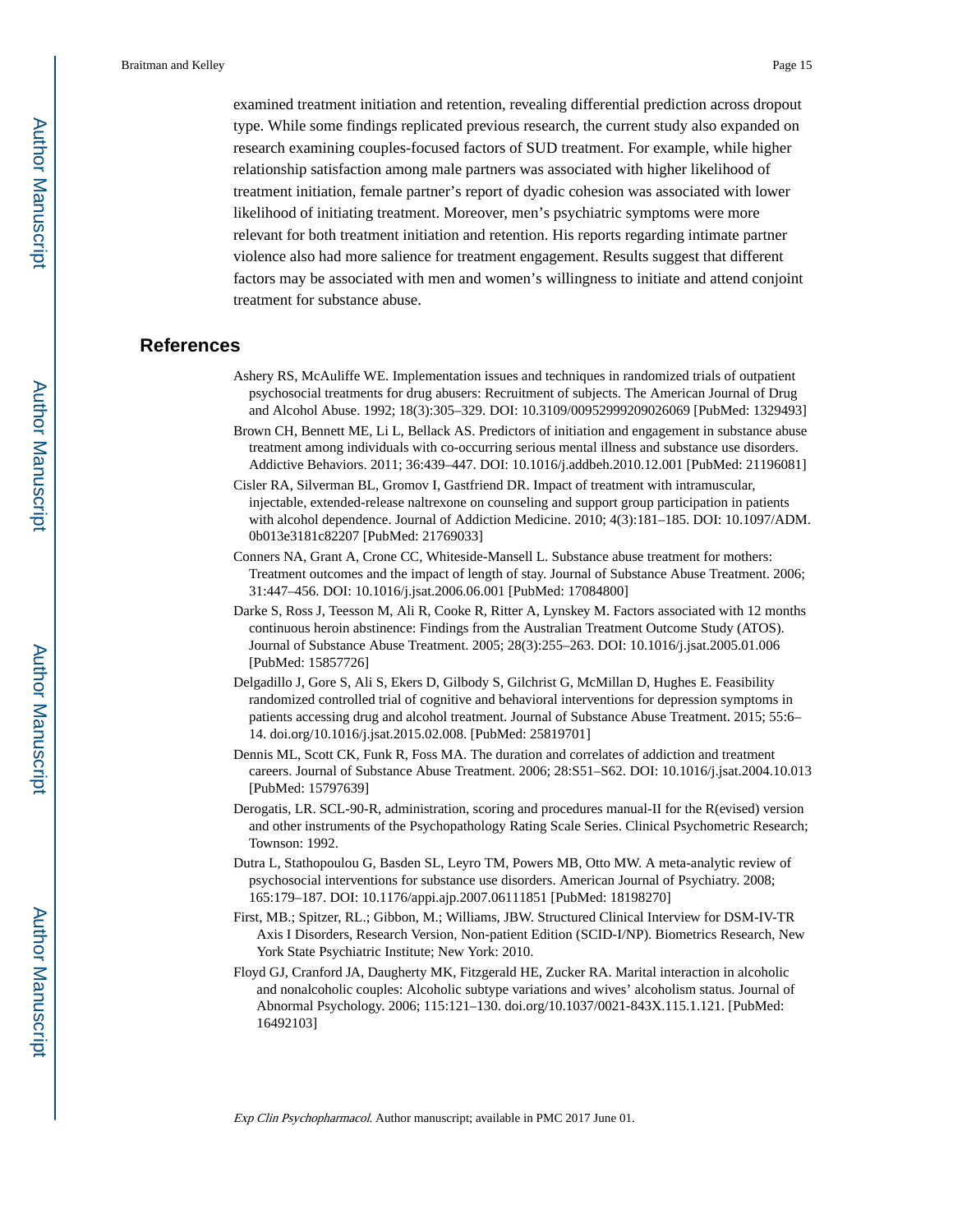examined treatment initiation and retention, revealing differential prediction across dropout type. While some findings replicated previous research, the current study also expanded on research examining couples-focused factors of SUD treatment. For example, while higher relationship satisfaction among male partners was associated with higher likelihood of treatment initiation, female partner's report of dyadic cohesion was associated with lower likelihood of initiating treatment. Moreover, men's psychiatric symptoms were more relevant for both treatment initiation and retention. His reports regarding intimate partner violence also had more salience for treatment engagement. Results suggest that different factors may be associated with men and women's willingness to initiate and attend conjoint treatment for substance abuse.

## References

Ashery RS, McAuliffe WE. Implementation issues and techniques in randomized trials of outpatient psychosocial treatments for drug abusers: Recruitment of subjects. The American Journal of Drug and Alcohol Abuse. 1992; 18(3):305–329. DOI: 10.3109/00952999209026069 [PubMed: 1329493]

Brown CH, Bennett ME, Li L, Bellack AS. Predictors of initiation and engagement in substance abuse treatment among individuals with co-occurring serious mental illness and substance use disorders. Addictive Behaviors. 2011; 36:439–447. DOI: 10.1016/j.addbeh.2010.12.001 [PubMed: 21196081]

Cisler RA, Silverman BL, Gromov I, Gastfriend DR. Impact of treatment with intramuscular, injectable, extended-release naltrexone on counseling and support group participation in patients with alcohol dependence. Journal of Addiction Medicine. 2010; 4(3):181–185. DOI: 10.1097/ADM.0b013e3181c82207 [PubMed: 21769033]

Conners NA, Grant A, Crone CC, Whiteside-Mansell L. Substance abuse treatment for mothers: Treatment outcomes and the impact of length of stay. Journal of Substance Abuse Treatment. 2006; 31:447–456. DOI: 10.1016/j.jsat.2006.06.001 [PubMed: 17084800]

Darke S, Ross J, Teesson M, Ali R, Cooke R, Ritter A, Lynskey M. Factors associated with 12 months continuous heroin abstinence: Findings from the Australian Treatment Outcome Study (ATOS). Journal of Substance Abuse Treatment. 2005; 28(3):255–263. DOI: 10.1016/j.jsat.2005.01.006 [PubMed: 15857726]

Delgadillo J, Gore S, Ali S, Ekers D, Gilbody S, Gilchrist G, McMillan D, Hughes E. Feasibility randomized controlled trial of cognitive and behavioral interventions for depression symptoms in patients accessing drug and alcohol treatment. Journal of Substance Abuse Treatment. 2015; 55:6–14. doi.org/10.1016/j.jsat.2015.02.008. [PubMed: 25819701]

Dennis ML, Scott CK, Funk R, Foss MA. The duration and correlates of addiction and treatment careers. Journal of Substance Abuse Treatment. 2006; 28:S51–S62. DOI: 10.1016/j.jsat.2004.10.013 [PubMed: 15797639]

Derogatis, LR. SCL-90-R, administration, scoring and procedures manual-II for the R(evised) version and other instruments of the Psychopathology Rating Scale Series. Clinical Psychometric Research; Townson: 1992.

Dutra L, Stathopoulou G, Basden SL, Leyro TM, Powers MB, Otto MW. A meta-analytic review of psychosocial interventions for substance use disorders. American Journal of Psychiatry. 2008; 165:179–187. DOI: 10.1176/appi.ajp.2007.06111851 [PubMed: 18198270]

First, MB.; Spitzer, RL.; Gibbon, M.; Williams, JBW. Structured Clinical Interview for DSM-IV-TR Axis I Disorders, Research Version, Non-patient Edition (SCID-I/NP). Biometrics Research, New York State Psychiatric Institute; New York: 2010.

Floyd GJ, Cranford JA, Daugherty MK, Fitzgerald HE, Zucker RA. Marital interaction in alcoholic and nonalcoholic couples: Alcoholic subtype variations and wives' alcoholism status. Journal of Abnormal Psychology. 2006; 115:121–130. doi.org/10.1037/0021-843X.115.1.121. [PubMed: 16492103]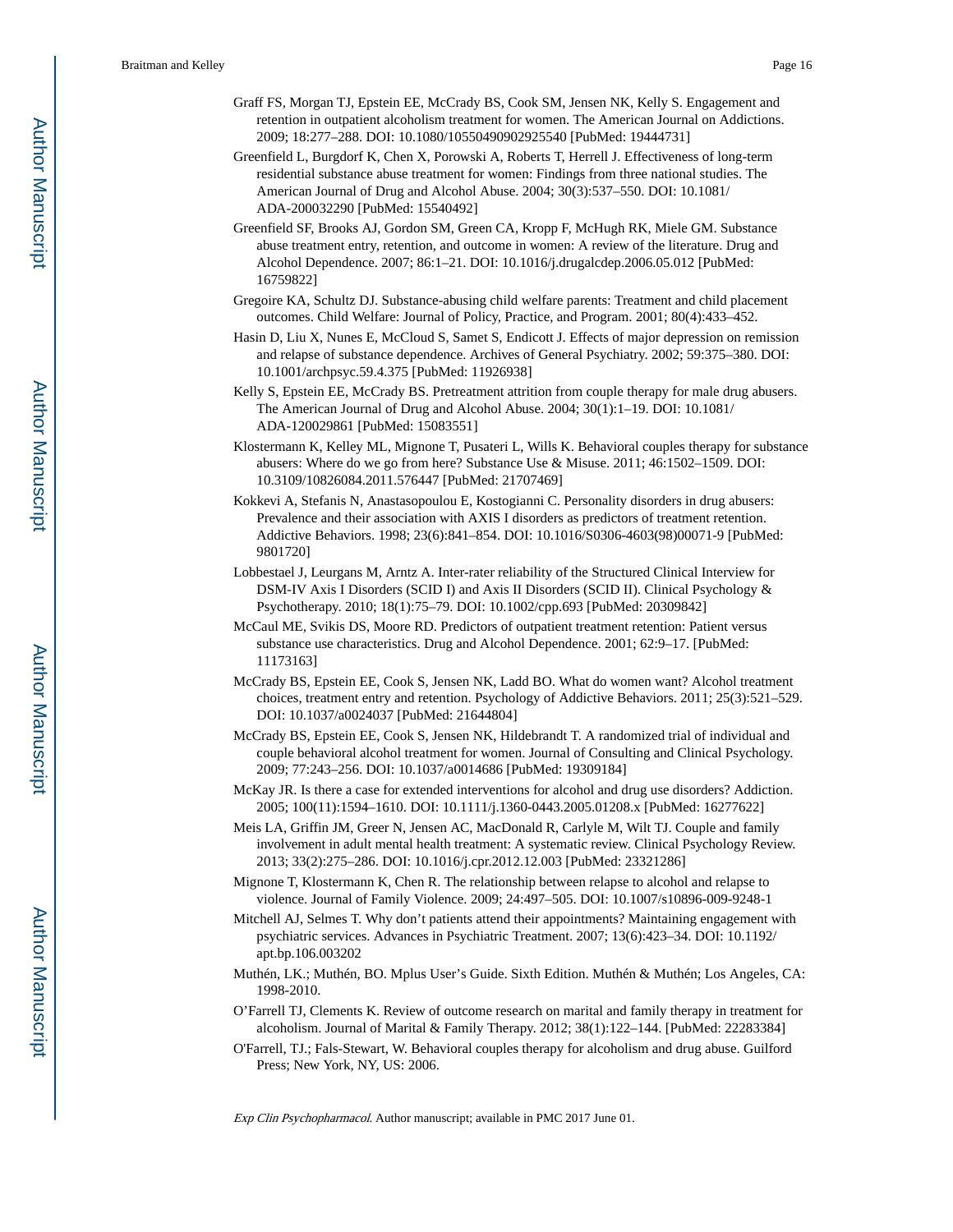Graff FS, Morgan TJ, Epstein EE, McCrady BS, Cook SM, Jensen NK, Kelly S. Engagement and retention in outpatient alcoholism treatment for women. The American Journal on Addictions. 2009; 18:277–288. DOI: 10.1080/10550490902925540 [PubMed: 19444731]

Greenfield L, Burgdorf K, Chen X, Porowski A, Roberts T, Herrell J. Effectiveness of long-term residential substance abuse treatment for women: Findings from three national studies. The American Journal of Drug and Alcohol Abuse. 2004; 30(3):537–550. DOI: 10.1081/ADA-200032290 [PubMed: 15540492]

Greenfield SF, Brooks AJ, Gordon SM, Green CA, Kropp F, McHugh RK, Miele GM. Substance abuse treatment entry, retention, and outcome in women: A review of the literature. Drug and Alcohol Dependence. 2007; 86:1–21. DOI: 10.1016/j.drugalcdep.2006.05.012 [PubMed: 16759822]

Gregoire KA, Schultz DJ. Substance-abusing child welfare parents: Treatment and child placement outcomes. Child Welfare: Journal of Policy, Practice, and Program. 2001; 80(4):433–452.

Hasin D, Liu X, Nunes E, McCloud S, Samet S, Endicott J. Effects of major depression on remission and relapse of substance dependence. Archives of General Psychiatry. 2002; 59:375–380. DOI: 10.1001/archpsyc.59.4.375 [PubMed: 11926938]

Kelly S, Epstein EE, McCrady BS. Pretreatment attrition from couple therapy for male drug abusers. The American Journal of Drug and Alcohol Abuse. 2004; 30(1):1–19. DOI: 10.1081/ADA-120029861 [PubMed: 15083551]

Klostermann K, Kelley ML, Mignone T, Pusateri L, Wills K. Behavioral couples therapy for substance abusers: Where do we go from here? Substance Use & Misuse. 2011; 46:1502–1509. DOI: 10.3109/10826084.2011.576447 [PubMed: 21707469]

Kokkevi A, Stefanis N, Anastasopoulou E, Kostogianni C. Personality disorders in drug abusers: Prevalence and their association with AXIS I disorders as predictors of treatment retention. Addictive Behaviors. 1998; 23(6):841–854. DOI: 10.1016/S0306-4603(98)00071-9 [PubMed: 9801720]

Lobbestael J, Leurgans M, Arntz A. Inter-rater reliability of the Structured Clinical Interview for DSM-IV Axis I Disorders (SCID I) and Axis II Disorders (SCID II). Clinical Psychology & Psychotherapy. 2010; 18(1):75–79. DOI: 10.1002/cpp.693 [PubMed: 20309842]

McCaul ME, Svikis DS, Moore RD. Predictors of outpatient treatment retention: Patient versus substance use characteristics. Drug and Alcohol Dependence. 2001; 62:9–17. [PubMed: 11173163]

McCrady BS, Epstein EE, Cook S, Jensen NK, Ladd BO. What do women want? Alcohol treatment choices, treatment entry and retention. Psychology of Addictive Behaviors. 2011; 25(3):521–529. DOI: 10.1037/a0024037 [PubMed: 21644804]

McCrady BS, Epstein EE, Cook S, Jensen NK, Hildebrandt T. A randomized trial of individual and couple behavioral alcohol treatment for women. Journal of Consulting and Clinical Psychology. 2009; 77:243–256. DOI: 10.1037/a0014686 [PubMed: 19309184]

McKay JR. Is there a case for extended interventions for alcohol and drug use disorders? Addiction. 2005; 100(11):1594–1610. DOI: 10.1111/j.1360-0443.2005.01208.x [PubMed: 16277622]

Meis LA, Griffin JM, Greer N, Jensen AC, MacDonald R, Carlyle M, Wilt TJ. Couple and family involvement in adult mental health treatment: A systematic review. Clinical Psychology Review. 2013; 33(2):275–286. DOI: 10.1016/j.cpr.2012.12.003 [PubMed: 23321286]

Mignone T, Klostermann K, Chen R. The relationship between relapse to alcohol and relapse to violence. Journal of Family Violence. 2009; 24:497–505. DOI: 10.1007/s10896-009-9248-1

Mitchell AJ, Selmes T. Why don't patients attend their appointments? Maintaining engagement with psychiatric services. Advances in Psychiatric Treatment. 2007; 13(6):423–34. DOI: 10.1192/apt.bp.106.003202

Muthén, LK.; Muthén, BO. Mplus User's Guide. Sixth Edition. Muthén & Muthén; Los Angeles, CA: 1998-2010.

O'Farrell TJ, Clements K. Review of outcome research on marital and family therapy in treatment for alcoholism. Journal of Marital & Family Therapy. 2012; 38(1):122–144. [PubMed: 22283384]

O'Farrell, TJ.; Fals-Stewart, W. Behavioral couples therapy for alcoholism and drug abuse. Guilford Press; New York, NY, US: 2006.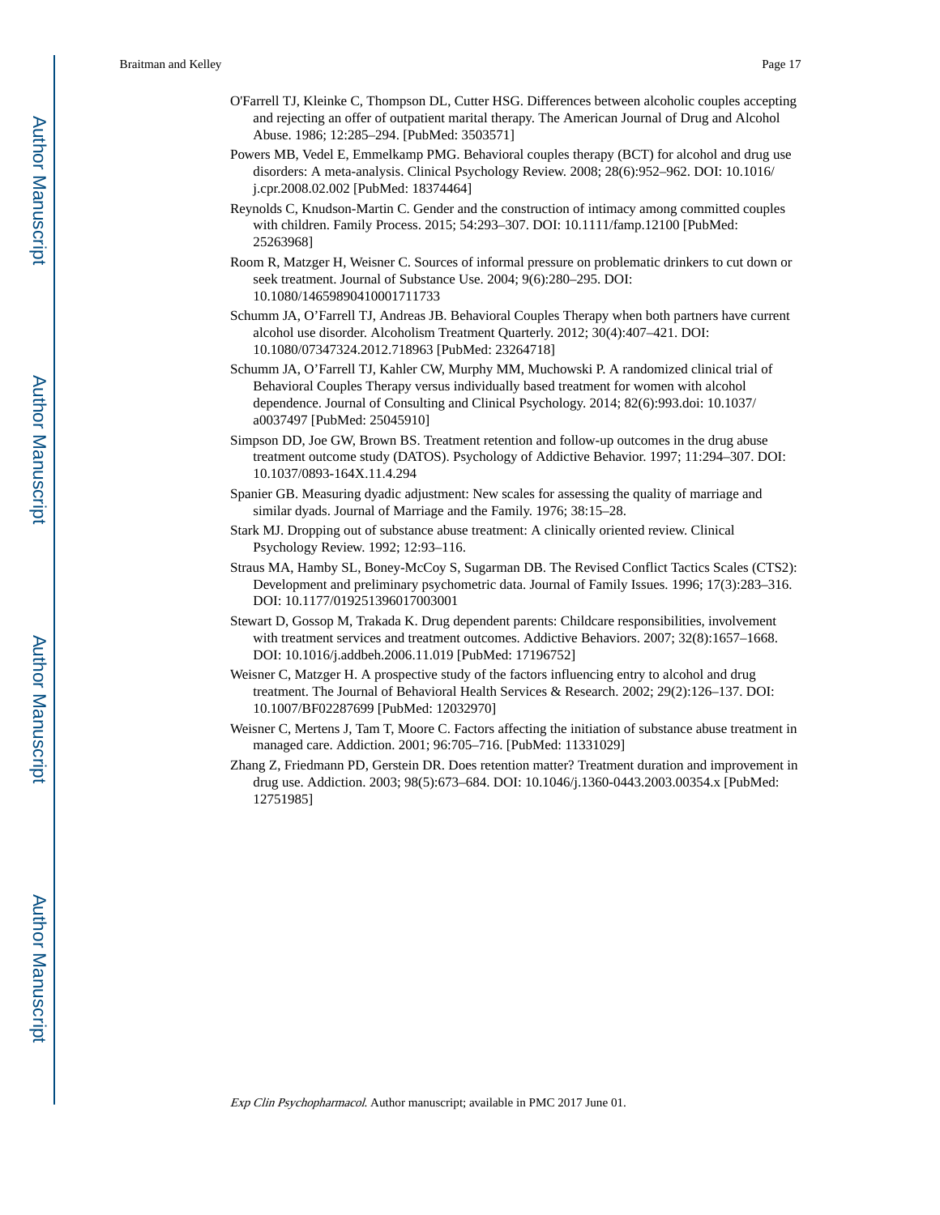O'Farrell TJ, Kleinke C, Thompson DL, Cutter HSG. Differences between alcoholic couples accepting and rejecting an offer of outpatient marital therapy. The American Journal of Drug and Alcohol Abuse. 1986; 12:285–294. [PubMed: 3503571]

Powers MB, Vedel E, Emmelkamp PMG. Behavioral couples therapy (BCT) for alcohol and drug use disorders: A meta-analysis. Clinical Psychology Review. 2008; 28(6):952–962. DOI: 10.1016/j.cpr.2008.02.002 [PubMed: 18374464]

Reynolds C, Knudson-Martin C. Gender and the construction of intimacy among committed couples with children. Family Process. 2015; 54:293–307. DOI: 10.1111/famp.12100 [PubMed: 25263968]

Room R, Matzger H, Weisner C. Sources of informal pressure on problematic drinkers to cut down or seek treatment. Journal of Substance Use. 2004; 9(6):280–295. DOI: 10.1080/14659890410001711733

Schumm JA, O'Farrell TJ, Andreas JB. Behavioral Couples Therapy when both partners have current alcohol use disorder. Alcoholism Treatment Quarterly. 2012; 30(4):407–421. DOI: 10.1080/07347324.2012.718963 [PubMed: 23264718]

Schumm JA, O'Farrell TJ, Kahler CW, Murphy MM, Muchowski P. A randomized clinical trial of Behavioral Couples Therapy versus individually based treatment for women with alcohol dependence. Journal of Consulting and Clinical Psychology. 2014; 82(6):993.doi: 10.1037/a0037497 [PubMed: 25045910]

Simpson DD, Joe GW, Brown BS. Treatment retention and follow-up outcomes in the drug abuse treatment outcome study (DATOS). Psychology of Addictive Behavior. 1997; 11:294–307. DOI: 10.1037/0893-164X.11.4.294

Spanier GB. Measuring dyadic adjustment: New scales for assessing the quality of marriage and similar dyads. Journal of Marriage and the Family. 1976; 38:15–28.

Stark MJ. Dropping out of substance abuse treatment: A clinically oriented review. Clinical Psychology Review. 1992; 12:93–116.

Straus MA, Hamby SL, Boney-McCoy S, Sugarman DB. The Revised Conflict Tactics Scales (CTS2): Development and preliminary psychometric data. Journal of Family Issues. 1996; 17(3):283–316. DOI: 10.1177/019251396017003001

Stewart D, Gossop M, Trakada K. Drug dependent parents: Childcare responsibilities, involvement with treatment services and treatment outcomes. Addictive Behaviors. 2007; 32(8):1657–1668. DOI: 10.1016/j.addbeh.2006.11.019 [PubMed: 17196752]

Weisner C, Matzger H. A prospective study of the factors influencing entry to alcohol and drug treatment. The Journal of Behavioral Health Services & Research. 2002; 29(2):126–137. DOI: 10.1007/BF02287699 [PubMed: 12032970]

Weisner C, Mertens J, Tam T, Moore C. Factors affecting the initiation of substance abuse treatment in managed care. Addiction. 2001; 96:705–716. [PubMed: 11331029]

Zhang Z, Friedmann PD, Gerstein DR. Does retention matter? Treatment duration and improvement in drug use. Addiction. 2003; 98(5):673–684. DOI: 10.1046/j.1360-0443.2003.00354.x [PubMed: 12751985]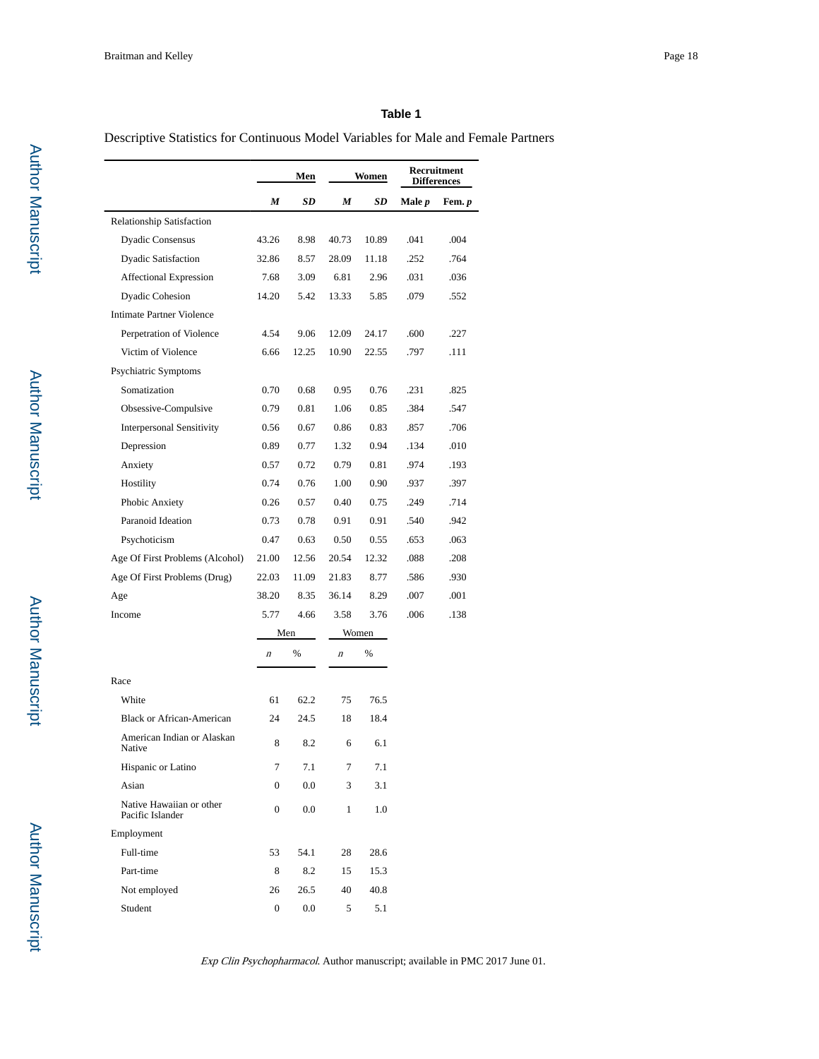**Table 1**

Descriptive Statistics for Continuous Model Variables for Male and Female Partners

| | Men | | Women | | Recruitment Differences | |
|---|---|---|---|---|---|---|
| | ***M*** | ***SD*** | ***M*** | ***SD*** | **Male *p*** | **Fem. *p*** |
| Relationship Satisfaction | | | | | | |
| Dyadic Consensus | 43.26 | 8.98 | 40.73 | 10.89 | .041 | .004 |
| Dyadic Satisfaction | 32.86 | 8.57 | 28.09 | 11.18 | .252 | .764 |
| Affectional Expression | 7.68 | 3.09 | 6.81 | 2.96 | .031 | .036 |
| Dyadic Cohesion | 14.20 | 5.42 | 13.33 | 5.85 | .079 | .552 |
| Intimate Partner Violence | | | | | | |
| Perpetration of Violence | 4.54 | 9.06 | 12.09 | 24.17 | .600 | .227 |
| Victim of Violence | 6.66 | 12.25 | 10.90 | 22.55 | .797 | .111 |
| Psychiatric Symptoms | | | | | | |
| Somatization | 0.70 | 0.68 | 0.95 | 0.76 | .231 | .825 |
| Obsessive-Compulsive | 0.79 | 0.81 | 1.06 | 0.85 | .384 | .547 |
| Interpersonal Sensitivity | 0.56 | 0.67 | 0.86 | 0.83 | .857 | .706 |
| Depression | 0.89 | 0.77 | 1.32 | 0.94 | .134 | .010 |
| Anxiety | 0.57 | 0.72 | 0.79 | 0.81 | .974 | .193 |
| Hostility | 0.74 | 0.76 | 1.00 | 0.90 | .937 | .397 |
| Phobic Anxiety | 0.26 | 0.57 | 0.40 | 0.75 | .249 | .714 |
| Paranoid Ideation | 0.73 | 0.78 | 0.91 | 0.91 | .540 | .942 |
| Psychoticism | 0.47 | 0.63 | 0.50 | 0.55 | .653 | .063 |
| Age Of First Problems (Alcohol) | 21.00 | 12.56 | 20.54 | 12.32 | .088 | .208 |
| Age Of First Problems (Drug) | 22.03 | 11.09 | 21.83 | 8.77 | .586 | .930 |
| Age | 38.20 | 8.35 | 36.14 | 8.29 | .007 | .001 |
| Income | 5.77 | 4.66 | 3.58 | 3.76 | .006 | .138 |

| | Men | | Women | |
|---|---|---|---|---|
| | *n* | % | *n* | % |
| Race | | | | |
| White | 61 | 62.2 | 75 | 76.5 |
| Black or African-American | 24 | 24.5 | 18 | 18.4 |
| American Indian or Alaskan Native | 8 | 8.2 | 6 | 6.1 |
| Hispanic or Latino | 7 | 7.1 | 7 | 7.1 |
| Asian | 0 | 0.0 | 3 | 3.1 |
| Native Hawaiian or other Pacific Islander | 0 | 0.0 | 1 | 1.0 |
| Employment | | | | |
| Full-time | 53 | 54.1 | 28 | 28.6 |
| Part-time | 8 | 8.2 | 15 | 15.3 |
| Not employed | 26 | 26.5 | 40 | 40.8 |
| Student | 0 | 0.0 | 5 | 5.1 |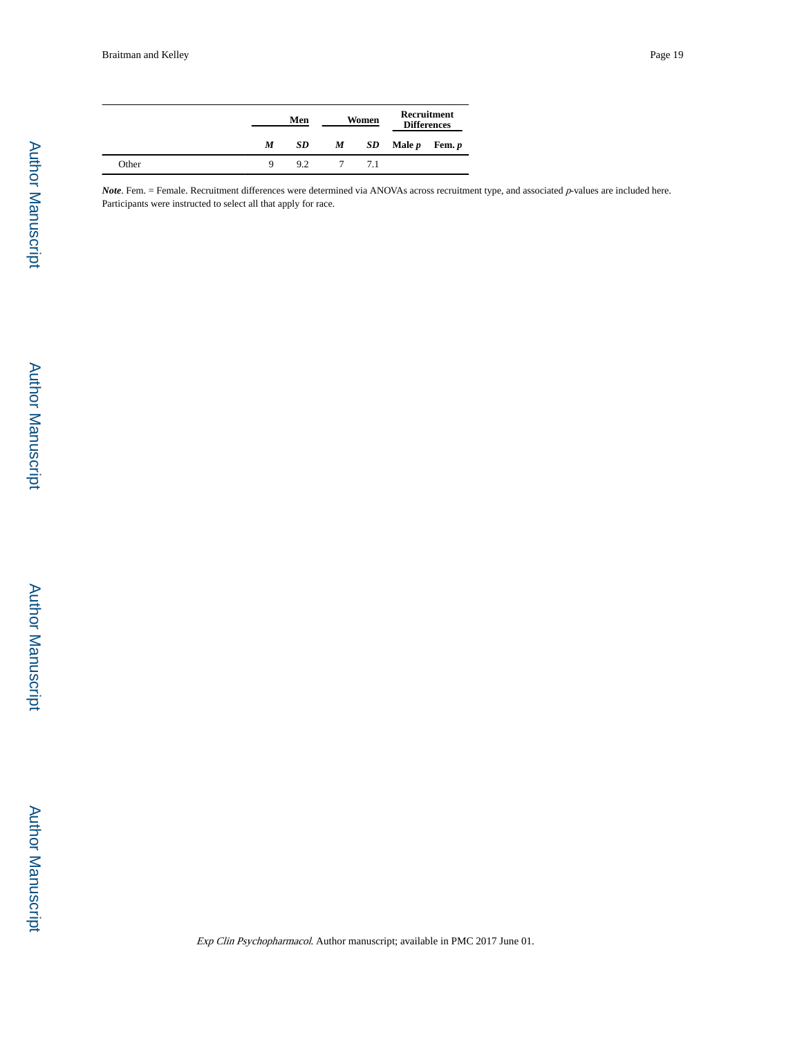| | Men | | Women | | Recruitment Differences | |
|---|---|---|---|---|---|---|
| | ***M*** | ***SD*** | ***M*** | ***SD*** | **Male *p*** | **Fem. *p*** |
| Other | 9 | 9.2 | 7 | 7.1 | | |

***Note***. Fem. = Female. Recruitment differences were determined via ANOVAs across recruitment type, and associated *p*-values are included here. Participants were instructed to select all that apply for race.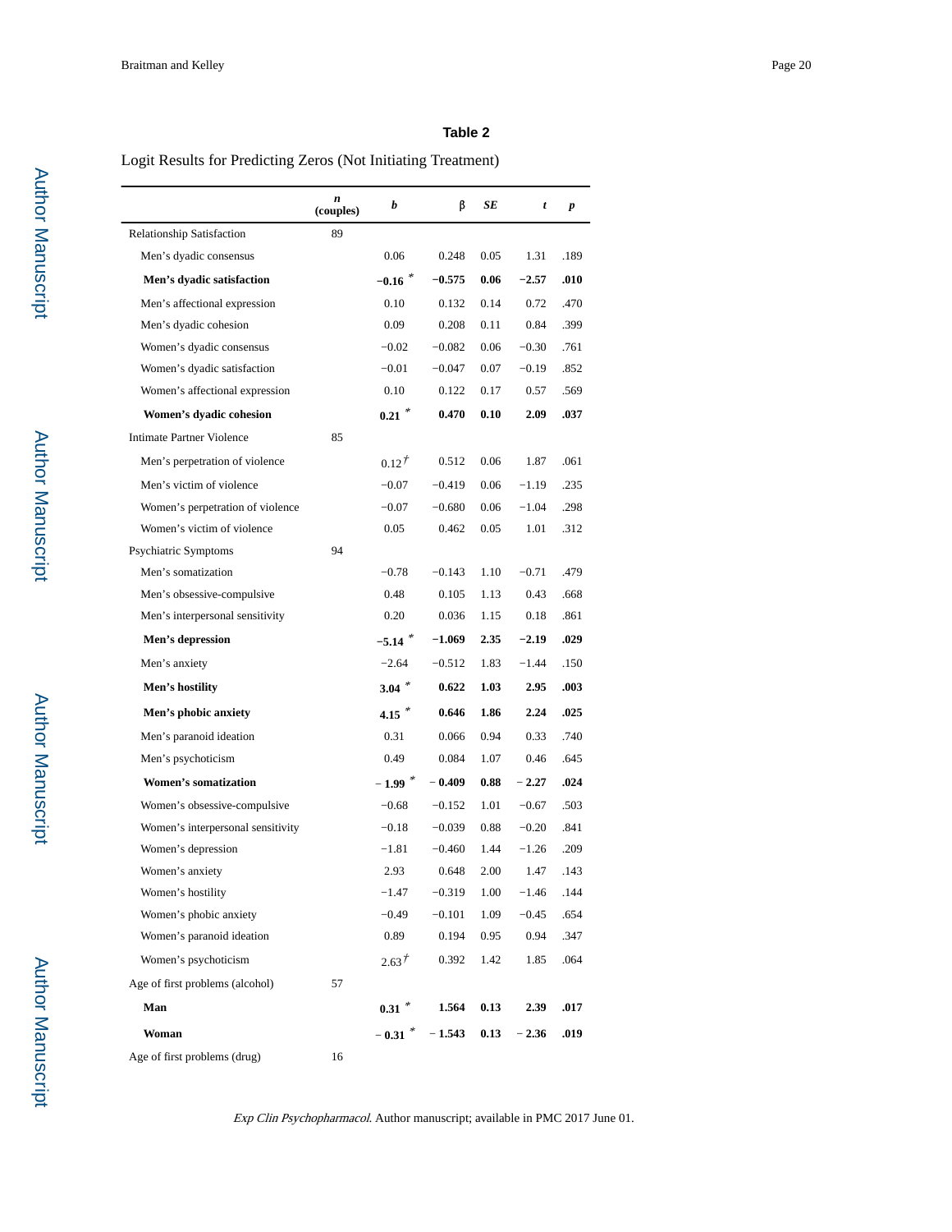**Table 2**

Logit Results for Predicting Zeros (Not Initiating Treatment)

| | *n* (couples) | *b* | β | *SE* | *t* | *p* |
|---|---|---|---|---|---|---|
| Relationship Satisfaction | 89 | | | | | |
| Men's dyadic consensus | | 0.06 | 0.248 | 0.05 | 1.31 | .189 |
| **Men's dyadic satisfaction** | | **−0.16** * | **−0.575** | **0.06** | **−2.57** | **.010** |
| Men's affectional expression | | 0.10 | 0.132 | 0.14 | 0.72 | .470 |
| Men's dyadic cohesion | | 0.09 | 0.208 | 0.11 | 0.84 | .399 |
| Women's dyadic consensus | | −0.02 | −0.082 | 0.06 | −0.30 | .761 |
| Women's dyadic satisfaction | | −0.01 | −0.047 | 0.07 | −0.19 | .852 |
| Women's affectional expression | | 0.10 | 0.122 | 0.17 | 0.57 | .569 |
| **Women's dyadic cohesion** | | **0.21** * | **0.470** | **0.10** | **2.09** | **.037** |
| Intimate Partner Violence | 85 | | | | | |
| Men's perpetration of violence | | 0.12 † | 0.512 | 0.06 | 1.87 | .061 |
| Men's victim of violence | | −0.07 | −0.419 | 0.06 | −1.19 | .235 |
| Women's perpetration of violence | | −0.07 | −0.680 | 0.06 | −1.04 | .298 |
| Women's victim of violence | | 0.05 | 0.462 | 0.05 | 1.01 | .312 |
| Psychiatric Symptoms | 94 | | | | | |
| Men's somatization | | −0.78 | −0.143 | 1.10 | −0.71 | .479 |
| Men's obsessive-compulsive | | 0.48 | 0.105 | 1.13 | 0.43 | .668 |
| Men's interpersonal sensitivity | | 0.20 | 0.036 | 1.15 | 0.18 | .861 |
| **Men's depression** | | **−5.14** * | **−1.069** | **2.35** | **−2.19** | **.029** |
| Men's anxiety | | −2.64 | −0.512 | 1.83 | −1.44 | .150 |
| **Men's hostility** | | **3.04** * | **0.622** | **1.03** | **2.95** | **.003** |
| **Men's phobic anxiety** | | **4.15** * | **0.646** | **1.86** | **2.24** | **.025** |
| Men's paranoid ideation | | 0.31 | 0.066 | 0.94 | 0.33 | .740 |
| Men's psychoticism | | 0.49 | 0.084 | 1.07 | 0.46 | .645 |
| **Women's somatization** | | **− 1.99** * | **− 0.409** | **0.88** | **− 2.27** | **.024** |
| Women's obsessive-compulsive | | −0.68 | −0.152 | 1.01 | −0.67 | .503 |
| Women's interpersonal sensitivity | | −0.18 | −0.039 | 0.88 | −0.20 | .841 |
| Women's depression | | −1.81 | −0.460 | 1.44 | −1.26 | .209 |
| Women's anxiety | | 2.93 | 0.648 | 2.00 | 1.47 | .143 |
| Women's hostility | | −1.47 | −0.319 | 1.00 | −1.46 | .144 |
| Women's phobic anxiety | | −0.49 | −0.101 | 1.09 | −0.45 | .654 |
| Women's paranoid ideation | | 0.89 | 0.194 | 0.95 | 0.94 | .347 |
| Women's psychoticism | | 2.63 † | 0.392 | 1.42 | 1.85 | .064 |
| Age of first problems (alcohol) | 57 | | | | | |
| **Man** | | **0.31** * | **1.564** | **0.13** | **2.39** | **.017** |
| **Woman** | | **− 0.31** * | **− 1.543** | **0.13** | **− 2.36** | **.019** |
| Age of first problems (drug) | 16 | | | | | |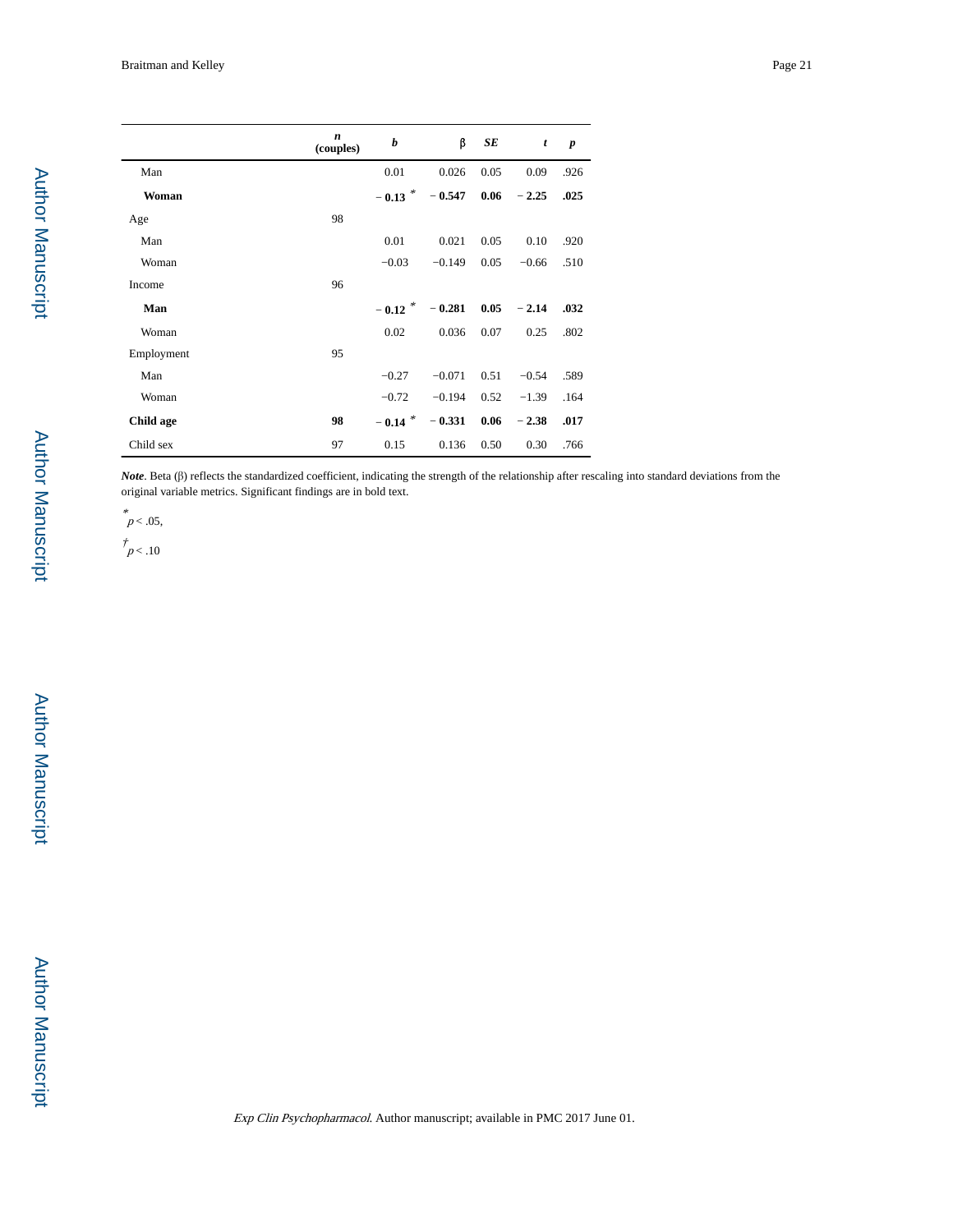|  | *n* (couples) | *b* | β | *SE* | *t* | *p* |
|---|---|---|---|---|---|---|
| Man |  | 0.01 | 0.026 | 0.05 | 0.09 | .926 |
| **Woman** |  | **− 0.13** * | **− 0.547** | **0.06** | **− 2.25** | **.025** |
| Age | 98 |  |  |  |  |  |
| Man |  | 0.01 | 0.021 | 0.05 | 0.10 | .920 |
| Woman |  | −0.03 | −0.149 | 0.05 | −0.66 | .510 |
| Income | 96 |  |  |  |  |  |
| **Man** |  | **− 0.12** * | **− 0.281** | **0.05** | **− 2.14** | **.032** |
| Woman |  | 0.02 | 0.036 | 0.07 | 0.25 | .802 |
| Employment | 95 |  |  |  |  |  |
| Man |  | −0.27 | −0.071 | 0.51 | −0.54 | .589 |
| Woman |  | −0.72 | −0.194 | 0.52 | −1.39 | .164 |
| **Child age** | **98** | **− 0.14** * | **− 0.331** | **0.06** | **− 2.38** | **.017** |
| Child sex | 97 | 0.15 | 0.136 | 0.50 | 0.30 | .766 |

***Note***. Beta (β) reflects the standardized coefficient, indicating the strength of the relationship after rescaling into standard deviations from the original variable metrics. Significant findings are in bold text.

\* $p < .05$,

† $p < .10$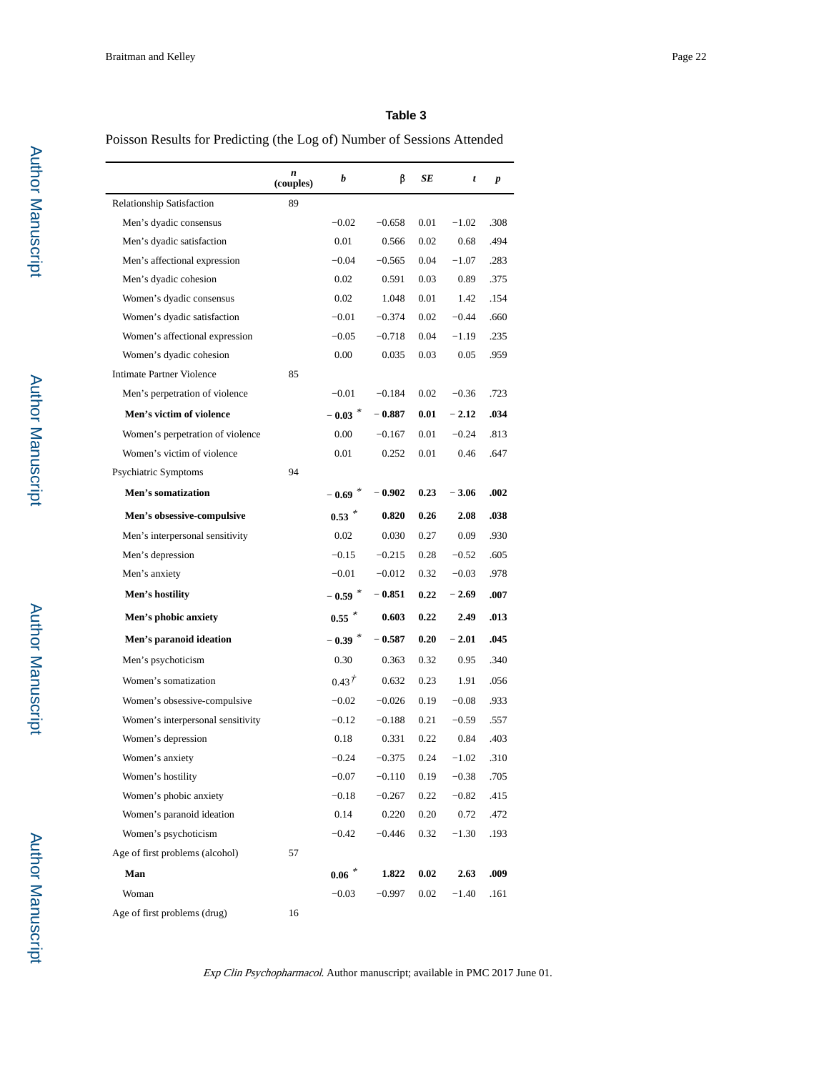**Table 3**

Poisson Results for Predicting (the Log of) Number of Sessions Attended

| | *n* (couples) | *b* | β | *SE* | *t* | *p* |
|---|---|---|---|---|---|---|
| Relationship Satisfaction | 89 | | | | | |
| Men's dyadic consensus | | −0.02 | −0.658 | 0.01 | −1.02 | .308 |
| Men's dyadic satisfaction | | 0.01 | 0.566 | 0.02 | 0.68 | .494 |
| Men's affectional expression | | −0.04 | −0.565 | 0.04 | −1.07 | .283 |
| Men's dyadic cohesion | | 0.02 | 0.591 | 0.03 | 0.89 | .375 |
| Women's dyadic consensus | | 0.02 | 1.048 | 0.01 | 1.42 | .154 |
| Women's dyadic satisfaction | | −0.01 | −0.374 | 0.02 | −0.44 | .660 |
| Women's affectional expression | | −0.05 | −0.718 | 0.04 | −1.19 | .235 |
| Women's dyadic cohesion | | 0.00 | 0.035 | 0.03 | 0.05 | .959 |
| Intimate Partner Violence | 85 | | | | | |
| Men's perpetration of violence | | −0.01 | −0.184 | 0.02 | −0.36 | .723 |
| **Men's victim of violence** | | **− 0.03** * | **− 0.887** | **0.01** | **− 2.12** | **.034** |
| Women's perpetration of violence | | 0.00 | −0.167 | 0.01 | −0.24 | .813 |
| Women's victim of violence | | 0.01 | 0.252 | 0.01 | 0.46 | .647 |
| Psychiatric Symptoms | 94 | | | | | |
| **Men's somatization** | | **− 0.69** * | **− 0.902** | **0.23** | **− 3.06** | **.002** |
| **Men's obsessive-compulsive** | | **0.53** * | **0.820** | **0.26** | **2.08** | **.038** |
| Men's interpersonal sensitivity | | 0.02 | 0.030 | 0.27 | 0.09 | .930 |
| Men's depression | | −0.15 | −0.215 | 0.28 | −0.52 | .605 |
| Men's anxiety | | −0.01 | −0.012 | 0.32 | −0.03 | .978 |
| **Men's hostility** | | **− 0.59** * | **− 0.851** | **0.22** | **− 2.69** | **.007** |
| **Men's phobic anxiety** | | **0.55** * | **0.603** | **0.22** | **2.49** | **.013** |
| **Men's paranoid ideation** | | **− 0.39** * | **− 0.587** | **0.20** | **− 2.01** | **.045** |
| Men's psychoticism | | 0.30 | 0.363 | 0.32 | 0.95 | .340 |
| Women's somatization | | 0.43 † | 0.632 | 0.23 | 1.91 | .056 |
| Women's obsessive-compulsive | | −0.02 | −0.026 | 0.19 | −0.08 | .933 |
| Women's interpersonal sensitivity | | −0.12 | −0.188 | 0.21 | −0.59 | .557 |
| Women's depression | | 0.18 | 0.331 | 0.22 | 0.84 | .403 |
| Women's anxiety | | −0.24 | −0.375 | 0.24 | −1.02 | .310 |
| Women's hostility | | −0.07 | −0.110 | 0.19 | −0.38 | .705 |
| Women's phobic anxiety | | −0.18 | −0.267 | 0.22 | −0.82 | .415 |
| Women's paranoid ideation | | 0.14 | 0.220 | 0.20 | 0.72 | .472 |
| Women's psychoticism | | −0.42 | −0.446 | 0.32 | −1.30 | .193 |
| Age of first problems (alcohol) | 57 | | | | | |
| **Man** | | **0.06** * | **1.822** | **0.02** | **2.63** | **.009** |
| Woman | | −0.03 | −0.997 | 0.02 | −1.40 | .161 |
| Age of first problems (drug) | 16 | | | | | |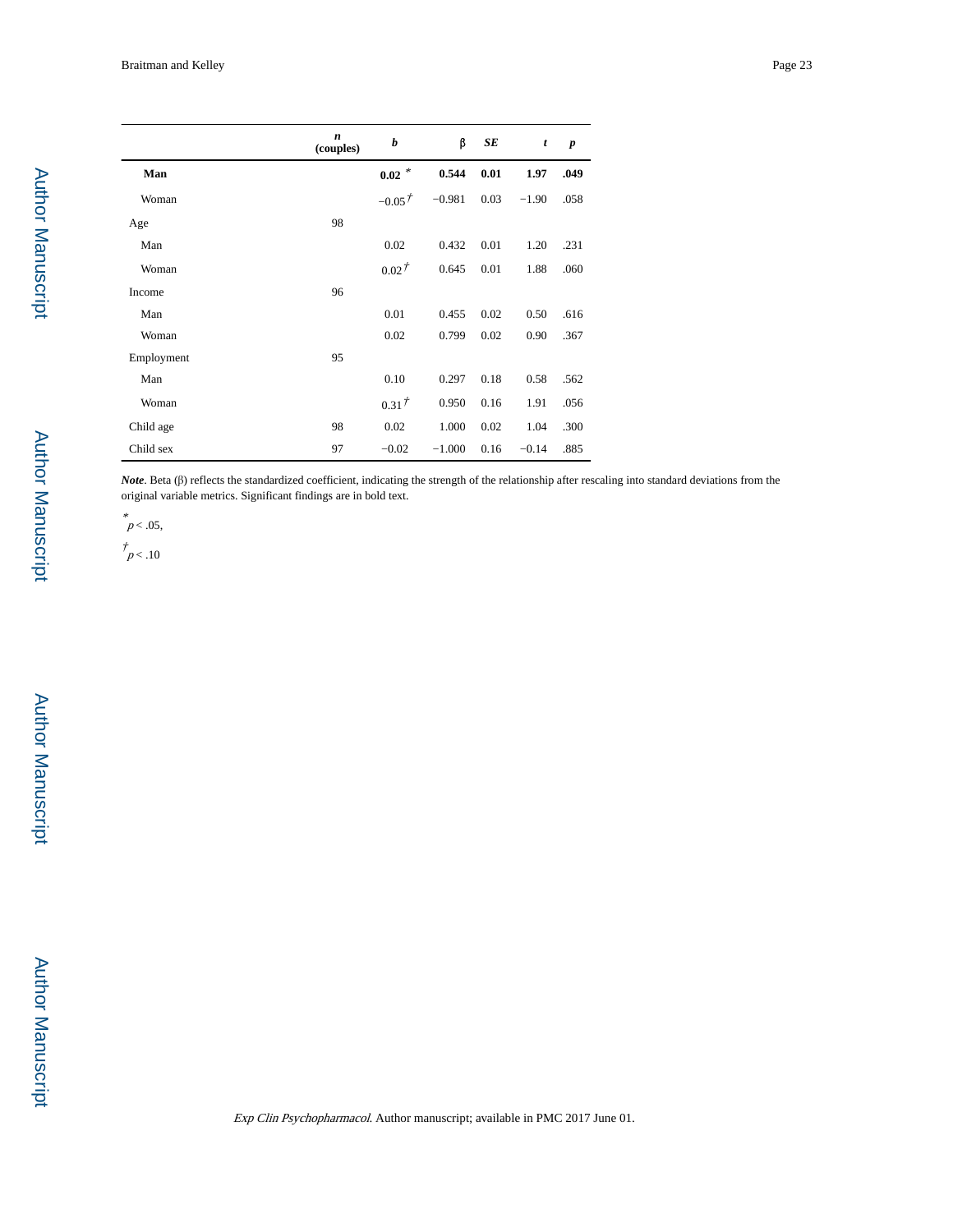| | n (couples) | b | β | SE | t | p |
|---|---|---|---|---|---|---|
| **Man** | | **0.02** * | **0.544** | **0.01** | **1.97** | **.049** |
| Woman | | −0.05 † | −0.981 | 0.03 | −1.90 | .058 |
| Age | 98 | | | | | |
| Man | | 0.02 | 0.432 | 0.01 | 1.20 | .231 |
| Woman | | 0.02 † | 0.645 | 0.01 | 1.88 | .060 |
| Income | 96 | | | | | |
| Man | | 0.01 | 0.455 | 0.02 | 0.50 | .616 |
| Woman | | 0.02 | 0.799 | 0.02 | 0.90 | .367 |
| Employment | 95 | | | | | |
| Man | | 0.10 | 0.297 | 0.18 | 0.58 | .562 |
| Woman | | 0.31 † | 0.950 | 0.16 | 1.91 | .056 |
| Child age | 98 | 0.02 | 1.000 | 0.02 | 1.04 | .300 |
| Child sex | 97 | −0.02 | −1.000 | 0.16 | −0.14 | .885 |

***Note***. Beta (β) reflects the standardized coefficient, indicating the strength of the relationship after rescaling into standard deviations from the original variable metrics. Significant findings are in bold text.

\* $p < .05$,

† $p < .10$